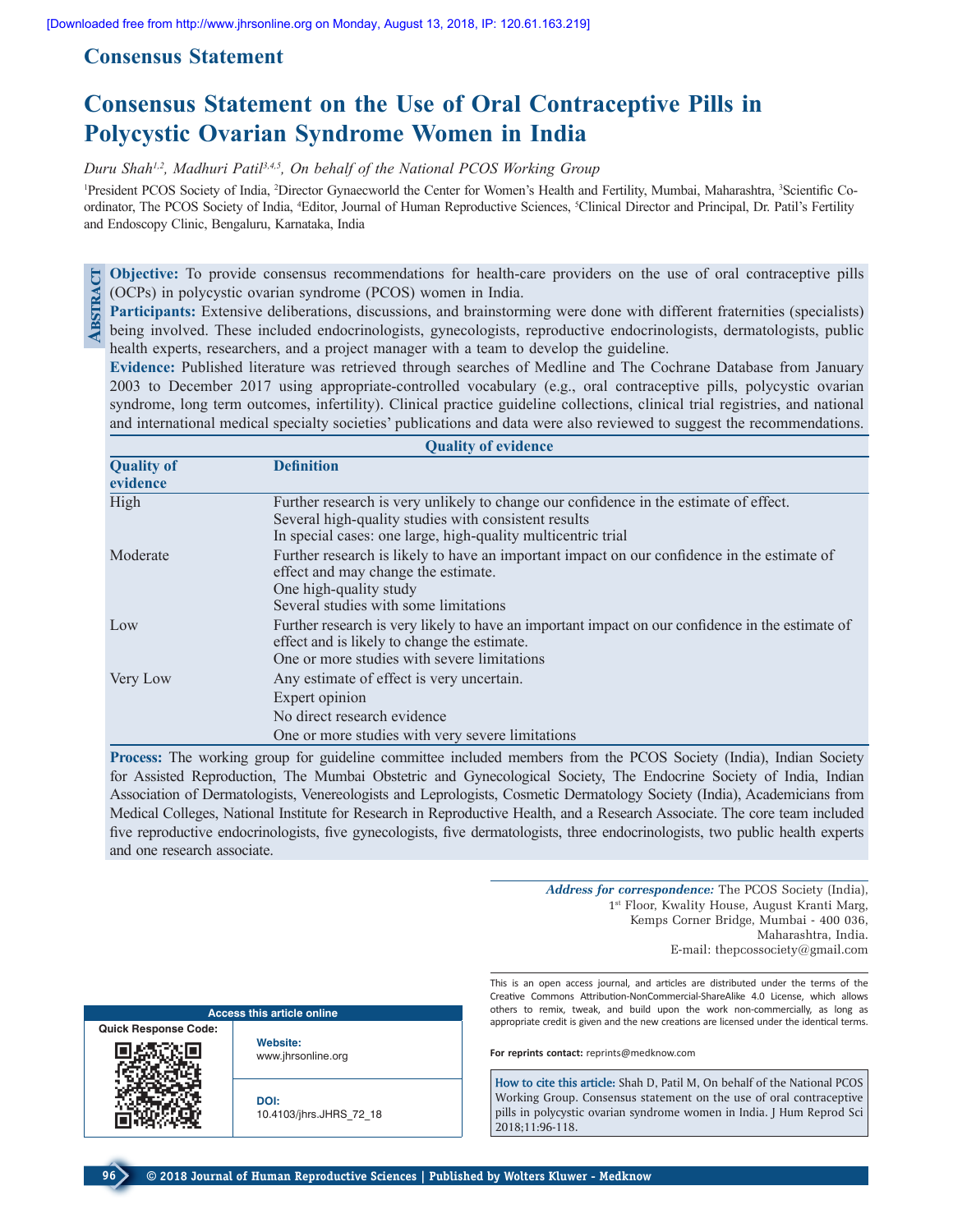Consensus Statement

# Consensus Statement on the Use of Oral Contraceptive Pills in Polycystic Ovarian Syndrome Women in India

*Duru Shah[1,2], Madhuri Patil[3,4,5], On behalf of the National PCOS Working Group*

[1]President PCOS Society of India, [2]Director Gynaecworld the Center for Women's Health and Fertility, Mumbai, Maharashtra, [3]Scientific Co-ordinator, The PCOS Society of India, [4]Editor, Journal of Human Reproductive Sciences, [5]Clinical Director and Principal, Dr. Patil's Fertility and Endoscopy Clinic, Bengaluru, Karnataka, India

## Abstract

**Objective:** To provide consensus recommendations for health-care providers on the use of oral contraceptive pills (OCPs) in polycystic ovarian syndrome (PCOS) women in India.

**Participants:** Extensive deliberations, discussions, and brainstorming were done with different fraternities (specialists) being involved. These included endocrinologists, gynecologists, reproductive endocrinologists, dermatologists, public health experts, researchers, and a project manager with a team to develop the guideline.

**Evidence:** Published literature was retrieved through searches of Medline and The Cochrane Database from January 2003 to December 2017 using appropriate-controlled vocabulary (e.g., oral contraceptive pills, polycystic ovarian syndrome, long term outcomes, infertility). Clinical practice guideline collections, clinical trial registries, and national and international medical specialty societies' publications and data were also reviewed to suggest the recommendations.

**Quality of evidence**

| Quality of evidence | Definition |
|---|---|
| High | Further research is very unlikely to change our confidence in the estimate of effect.<br>Several high-quality studies with consistent results<br>In special cases: one large, high-quality multicentric trial |
| Moderate | Further research is likely to have an important impact on our confidence in the estimate of effect and may change the estimate.<br>One high-quality study<br>Several studies with some limitations |
| Low | Further research is very likely to have an important impact on our confidence in the estimate of effect and is likely to change the estimate.<br>One or more studies with severe limitations |
| Very Low | Any estimate of effect is very uncertain.<br>Expert opinion<br>No direct research evidence<br>One or more studies with very severe limitations |

**Process:** The working group for guideline committee included members from the PCOS Society (India), Indian Society for Assisted Reproduction, The Mumbai Obstetric and Gynecological Society, The Endocrine Society of India, Indian Association of Dermatologists, Venereologists and Leprologists, Cosmetic Dermatology Society (India), Academicians from Medical Colleges, National Institute for Research in Reproductive Health, and a Research Associate. The core team included five reproductive endocrinologists, five gynecologists, five dermatologists, three endocrinologists, two public health experts and one research associate.

***Address for correspondence:*** The PCOS Society (India), 1st Floor, Kwality House, August Kranti Marg, Kemps Corner Bridge, Mumbai - 400 036, Maharashtra, India. E-mail: thepcossociety@gmail.com

**Access this article online**

Quick Response Code:

**Website:** www.jhrsonline.org

**DOI:** 10.4103/jhrs.JHRS_72_18

This is an open access journal, and articles are distributed under the terms of the Creative Commons Attribution-NonCommercial-ShareAlike 4.0 License, which allows others to remix, tweak, and build upon the work non-commercially, as long as appropriate credit is given and the new creations are licensed under the identical terms.

**For reprints contact:** reprints@medknow.com

**How to cite this article:** Shah D, Patil M, On behalf of the National PCOS Working Group. Consensus statement on the use of oral contraceptive pills in polycystic ovarian syndrome women in India. J Hum Reprod Sci 2018;11:96-118.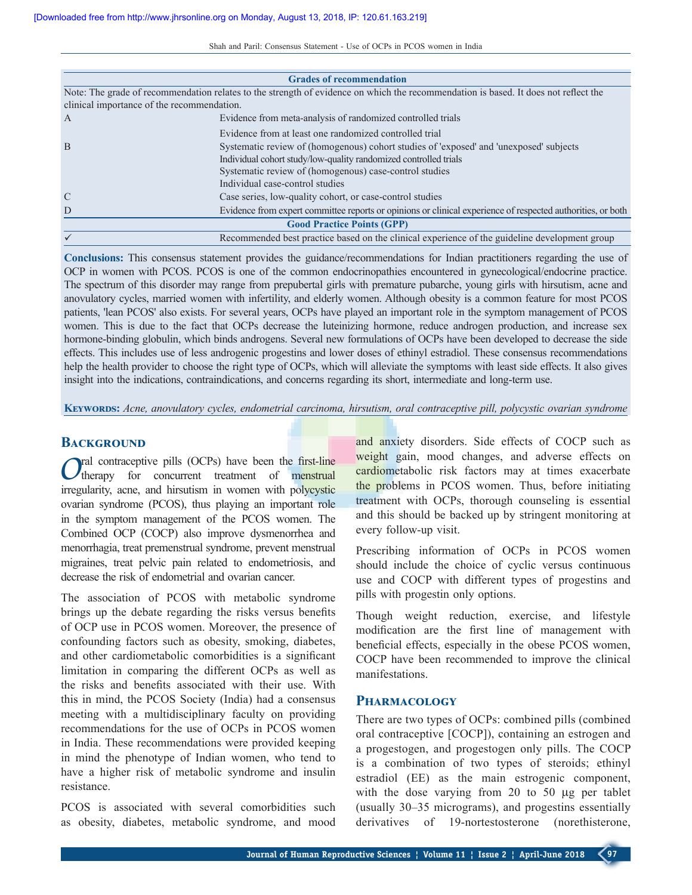| Grades of recommendation | |
|---|---|
| Note: The grade of recommendation relates to the strength of evidence on which the recommendation is based. It does not reflect the clinical importance of the recommendation. | |
| A | Evidence from meta-analysis of randomized controlled trials |
| | Evidence from at least one randomized controlled trial |
| B | Systematic review of (homogenous) cohort studies of 'exposed' and 'unexposed' subjects |
| | Individual cohort study/low-quality randomized controlled trials |
| | Systematic review of (homogenous) case-control studies |
| | Individual case-control studies |
| C | Case series, low-quality cohort, or case-control studies |
| D | Evidence from expert committee reports or opinions or clinical experience of respected authorities, or both |
| **Good Practice Points (GPP)** | |
| ✓ | Recommended best practice based on the clinical experience of the guideline development group |

**Conclusions:** This consensus statement provides the guidance/recommendations for Indian practitioners regarding the use of OCP in women with PCOS. PCOS is one of the common endocrinopathies encountered in gynecological/endocrine practice. The spectrum of this disorder may range from prepubertal girls with premature pubarche, young girls with hirsutism, acne and anovulatory cycles, married women with infertility, and elderly women. Although obesity is a common feature for most PCOS patients, 'lean PCOS' also exists. For several years, OCPs have played an important role in the symptom management of PCOS women. This is due to the fact that OCPs decrease the luteinizing hormone, reduce androgen production, and increase sex hormone-binding globulin, which binds androgens. Several new formulations of OCPs have been developed to decrease the side effects. This includes use of less androgenic progestins and lower doses of ethinyl estradiol. These consensus recommendations help the health provider to choose the right type of OCPs, which will alleviate the symptoms with least side effects. It also gives insight into the indications, contraindications, and concerns regarding its short, intermediate and long-term use.

**Keywords:** *Acne, anovulatory cycles, endometrial carcinoma, hirsutism, oral contraceptive pill, polycystic ovarian syndrome*

## Background

Oral contraceptive pills (OCPs) have been the first-line therapy for concurrent treatment of menstrual irregularity, acne, and hirsutism in women with polycystic ovarian syndrome (PCOS), thus playing an important role in the symptom management of the PCOS women. The Combined OCP (COCP) also improve dysmenorrhea and menorrhagia, treat premenstrual syndrome, prevent menstrual migraines, treat pelvic pain related to endometriosis, and decrease the risk of endometrial and ovarian cancer.

The association of PCOS with metabolic syndrome brings up the debate regarding the risks versus benefits of OCP use in PCOS women. Moreover, the presence of confounding factors such as obesity, smoking, diabetes, and other cardiometabolic comorbidities is a significant limitation in comparing the different OCPs as well as the risks and benefits associated with their use. With this in mind, the PCOS Society (India) had a consensus meeting with a multidisciplinary faculty on providing recommendations for the use of OCPs in PCOS women in India. These recommendations were provided keeping in mind the phenotype of Indian women, who tend to have a higher risk of metabolic syndrome and insulin resistance.

PCOS is associated with several comorbidities such as obesity, diabetes, metabolic syndrome, and mood and anxiety disorders. Side effects of COCP such as weight gain, mood changes, and adverse effects on cardiometabolic risk factors may at times exacerbate the problems in PCOS women. Thus, before initiating treatment with OCPs, thorough counseling is essential and this should be backed up by stringent monitoring at every follow-up visit.

Prescribing information of OCPs in PCOS women should include the choice of cyclic versus continuous use and COCP with different types of progestins and pills with progestin only options.

Though weight reduction, exercise, and lifestyle modification are the first line of management with beneficial effects, especially in the obese PCOS women, COCP have been recommended to improve the clinical manifestations.

## Pharmacology

There are two types of OCPs: combined pills (combined oral contraceptive [COCP]), containing an estrogen and a progestogen, and progestogen only pills. The COCP is a combination of two types of steroids; ethinyl estradiol (EE) as the main estrogenic component, with the dose varying from 20 to 50 µg per tablet (usually 30–35 micrograms), and progestins essentially derivatives of 19-nortestosterone (norethisterone,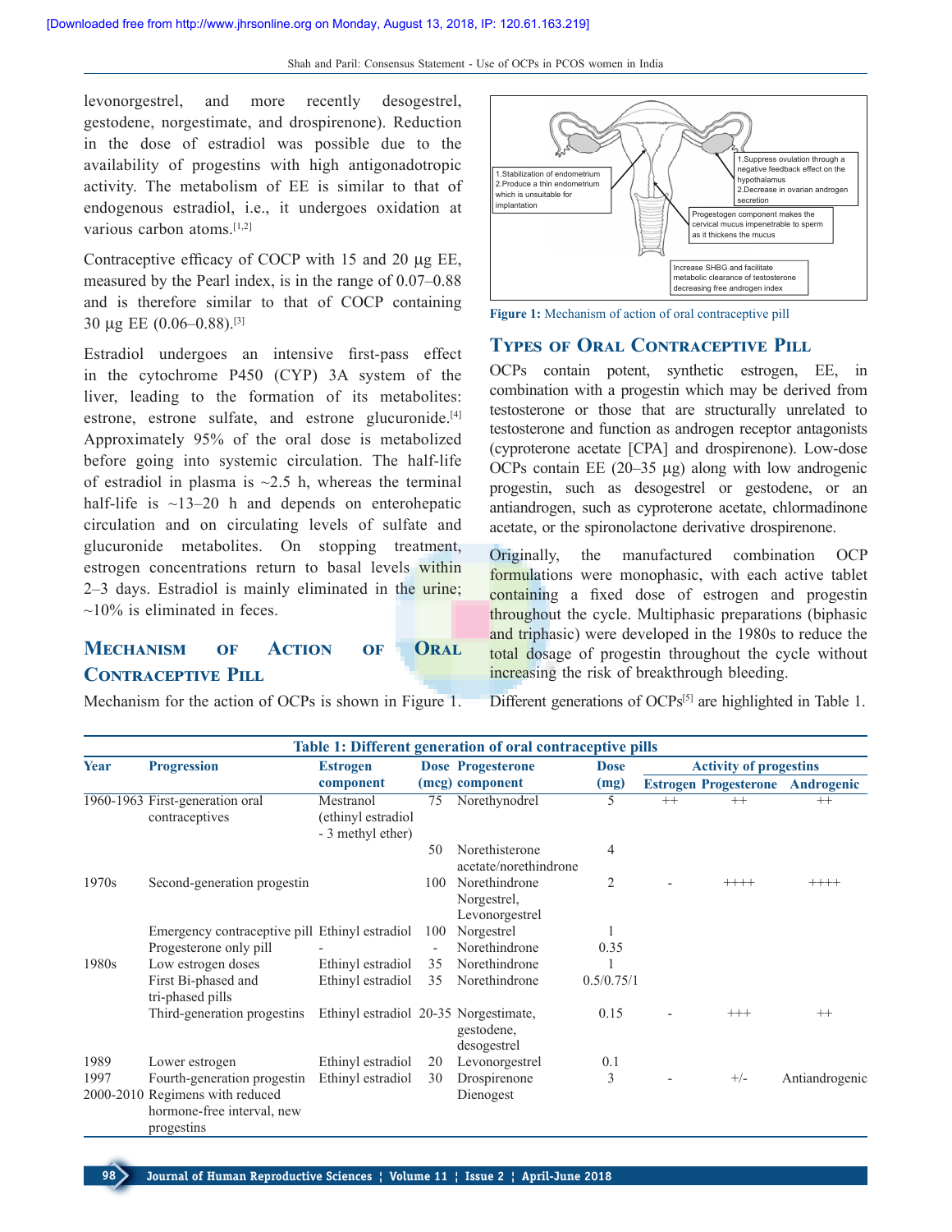levonorgestrel, and more recently desogestrel, gestodene, norgestimate, and drospirenone). Reduction in the dose of estradiol was possible due to the availability of progestins with high antigonadotropic activity. The metabolism of EE is similar to that of endogenous estradiol, i.e., it undergoes oxidation at various carbon atoms.[1,2]

Contraceptive efficacy of COCP with 15 and 20 µg EE, measured by the Pearl index, is in the range of 0.07–0.88 and is therefore similar to that of COCP containing 30 µg EE (0.06–0.88).[3]

Estradiol undergoes an intensive first-pass effect in the cytochrome P450 (CYP) 3A system of the liver, leading to the formation of its metabolites: estrone, estrone sulfate, and estrone glucuronide.[4] Approximately 95% of the oral dose is metabolized before going into systemic circulation. The half-life of estradiol in plasma is ~2.5 h, whereas the terminal half-life is ~13–20 h and depends on enterohepatic circulation and on circulating levels of sulfate and glucuronide metabolites. On stopping treatment, estrogen concentrations return to basal levels within 2–3 days. Estradiol is mainly eliminated in the urine; ~10% is eliminated in feces.

## Mechanism of Action of Oral Contraceptive Pill

Mechanism for the action of OCPs is shown in Figure 1.

1.Stabilization of endometrium
2.Produce a thin endometrium which is unsuitable for implantation

1.Suppress ovulation through a negative feedback effect on the hypothalamus
2.Decrease in ovarian androgen secretion

Progestogen component makes the cervical mucus impenetrable to sperm as it thickens the mucus

Increase SHBG and facilitate metabolic clearance of testosterone decreasing free androgen index

Figure 1: Mechanism of action of oral contraceptive pill

## Types of Oral Contraceptive Pill

OCPs contain potent, synthetic estrogen, EE, in combination with a progestin which may be derived from testosterone or those that are structurally unrelated to testosterone and function as androgen receptor antagonists (cyproterone acetate [CPA] and drospirenone). Low-dose OCPs contain EE (20–35 µg) along with low androgenic progestin, such as desogestrel or gestodene, or an antiandrogen, such as cyproterone acetate, chlormadinone acetate, or the spironolactone derivative drospirenone.

Originally, the manufactured combination OCP formulations were monophasic, with each active tablet containing a fixed dose of estrogen and progestin throughout the cycle. Multiphasic preparations (biphasic and triphasic) were developed in the 1980s to reduce the total dosage of progestin throughout the cycle without increasing the risk of breakthrough bleeding.

Different generations of OCPs[5] are highlighted in Table 1.

**Table 1: Different generation of oral contraceptive pills**

| Year | Progression | Estrogen component | Dose (mcg) | Progesterone component | Dose (mg) | Activity of progestins | | |
|---|---|---|---|---|---|---|---|---|
| | | | | | | Estrogen | Progesterone | Androgenic |
| 1960-1963 | First-generation oral contraceptives | Mestranol (ethinyl estradiol - 3 methyl ether) | 75 | Norethynodrel | 5 | ++ | ++ | ++ |
| | | | 50 | Norethisterone acetate/norethindrone | 4 | | | |
| 1970s | Second-generation progestin | | 100 | Norethindrone Norgestrel, Levonorgestrel | 2 | - | ++++ | ++++ |
| | Emergency contraceptive pill | Ethinyl estradiol | 100 | Norgestrel | 1 | | | |
| | Progesterone only pill | - | - | Norethindrone | 0.35 | | | |
| 1980s | Low estrogen doses | Ethinyl estradiol | 35 | Norethindrone | 1 | | | |
| | First Bi-phased and tri-phased pills | Ethinyl estradiol | 35 | Norethindrone | 0.5/0.75/1 | | | |
| | Third-generation progestins | Ethinyl estradiol | 20-35 | Norgestimate, gestodene, desogestrel | 0.15 | - | +++ | ++ |
| 1989 | Lower estrogen | Ethinyl estradiol | 20 | Levonorgestrel | 0.1 | | | |
| 1997 | Fourth-generation progestin | Ethinyl estradiol | 30 | Drospirenone | 3 | - | +/- | Antiandrogenic |
| 2000-2010 | Regimens with reduced hormone-free interval, new progestins | | | Dienogest | | | | |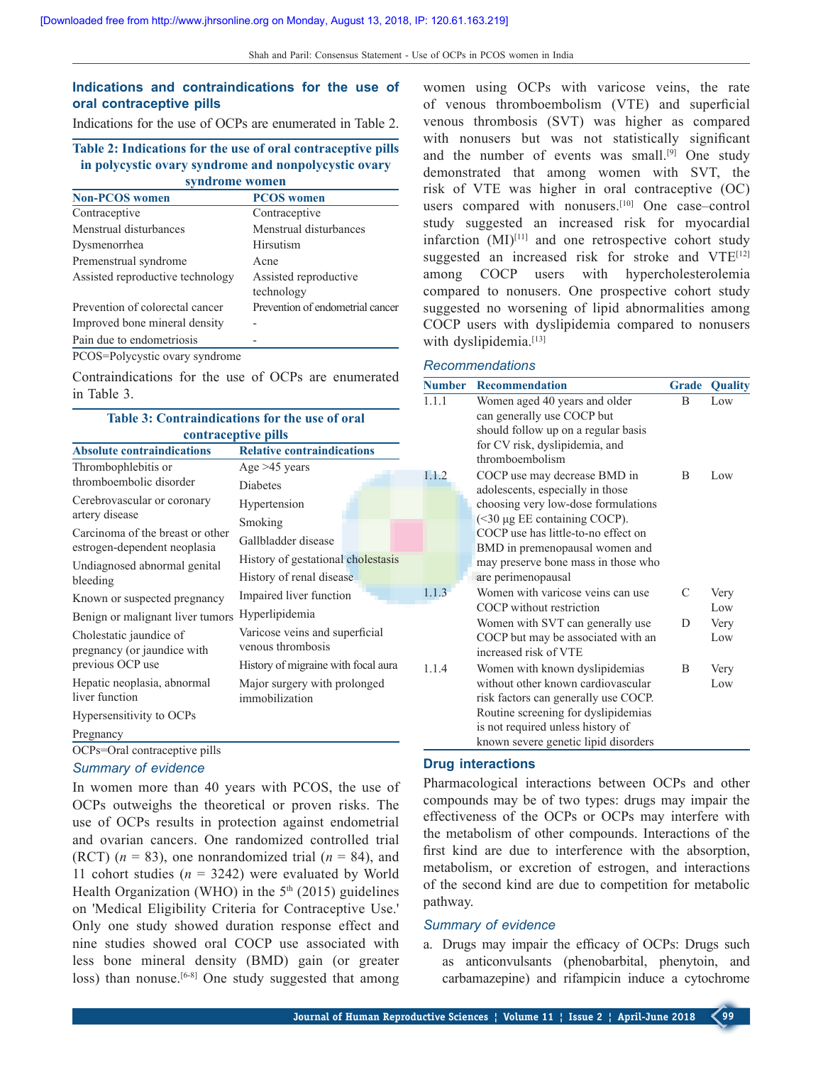### Indications and contraindications for the use of oral contraceptive pills

Indications for the use of OCPs are enumerated in Table 2.

**Table 2: Indications for the use of oral contraceptive pills in polycystic ovary syndrome and nonpolycystic ovary syndrome women**

| Non-PCOS women | PCOS women |
|---|---|
| Contraceptive | Contraceptive |
| Menstrual disturbances | Menstrual disturbances |
| Dysmenorrhea | Hirsutism |
| Premenstrual syndrome | Acne |
| Assisted reproductive technology | Assisted reproductive technology |
| Prevention of colorectal cancer | Prevention of endometrial cancer |
| Improved bone mineral density | - |
| Pain due to endometriosis | - |

PCOS=Polycystic ovary syndrome

Contraindications for the use of OCPs are enumerated in Table 3.

**Table 3: Contraindications for the use of oral contraceptive pills**

| Absolute contraindications | Relative contraindications |
|---|---|
| Thrombophlebitis or thromboembolic disorder | Age >45 years |
| Cerebrovascular or coronary artery disease | Diabetes |
| Carcinoma of the breast or other estrogen-dependent neoplasia | Hypertension |
| Undiagnosed abnormal genital bleeding | Smoking |
| Known or suspected pregnancy | Gallbladder disease |
| Benign or malignant liver tumors | History of gestational cholestasis |
| Cholestatic jaundice of pregnancy (or jaundice with previous OCP use | History of renal disease |
| Hepatic neoplasia, abnormal liver function | Impaired liver function |
| Hypersensitivity to OCPs | Hyperlipidemia |
| Pregnancy | Varicose veins and superficial venous thrombosis |
| | History of migraine with focal aura |
| | Major surgery with prolonged immobilization |

OCPs=Oral contraceptive pills

#### *Summary of evidence*

In women more than 40 years with PCOS, the use of OCPs outweighs the theoretical or proven risks. The use of OCPs results in protection against endometrial and ovarian cancers. One randomized controlled trial (RCT) ($n$ = 83), one nonrandomized trial ($n$ = 84), and 11 cohort studies ($n$ = 3242) were evaluated by World Health Organization (WHO) in the 5th (2015) guidelines on 'Medical Eligibility Criteria for Contraceptive Use.' Only one study showed duration response effect and nine studies showed oral COCP use associated with less bone mineral density (BMD) gain (or greater loss) than nonuse.[6-8] One study suggested that among women using OCPs with varicose veins, the rate of venous thromboembolism (VTE) and superficial venous thrombosis (SVT) was higher as compared with nonusers but was not statistically significant and the number of events was small.[9] One study demonstrated that among women with SVT, the risk of VTE was higher in oral contraceptive (OC) users compared with nonusers.[10] One case–control study suggested an increased risk for myocardial infarction (MI)[11] and one retrospective cohort study suggested an increased risk for stroke and VTE[12] among COCP users with hypercholesterolemia compared to nonusers. One prospective cohort study suggested no worsening of lipid abnormalities among COCP users with dyslipidemia compared to nonusers with dyslipidemia.[13]

#### *Recommendations*

| Number | Recommendation | Grade | Quality |
|---|---|---|---|
| 1.1.1 | Women aged 40 years and older can generally use COCP but should follow up on a regular basis for CV risk, dyslipidemia, and thromboembolism | B | Low |
| 1.1.2 | COCP use may decrease BMD in adolescents, especially in those choosing very low-dose formulations (<30 µg EE containing COCP). COCP use has little-to-no effect on BMD in premenopausal women and may preserve bone mass in those who are perimenopausal | B | Low |
| 1.1.3 | Women with varicose veins can use COCP without restriction | C | Very Low |
| | Women with SVT can generally use COCP but may be associated with an increased risk of VTE | D | Very Low |
| 1.1.4 | Women with known dyslipidemias without other known cardiovascular risk factors can generally use COCP. Routine screening for dyslipidemias is not required unless history of known severe genetic lipid disorders | B | Very Low |

### Drug interactions

Pharmacological interactions between OCPs and other compounds may be of two types: drugs may impair the effectiveness of the OCPs or OCPs may interfere with the metabolism of other compounds. Interactions of the first kind are due to interference with the absorption, metabolism, or excretion of estrogen, and interactions of the second kind are due to competition for metabolic pathway.

#### *Summary of evidence*

a. Drugs may impair the efficacy of OCPs: Drugs such as anticonvulsants (phenobarbital, phenytoin, and carbamazepine) and rifampicin induce a cytochrome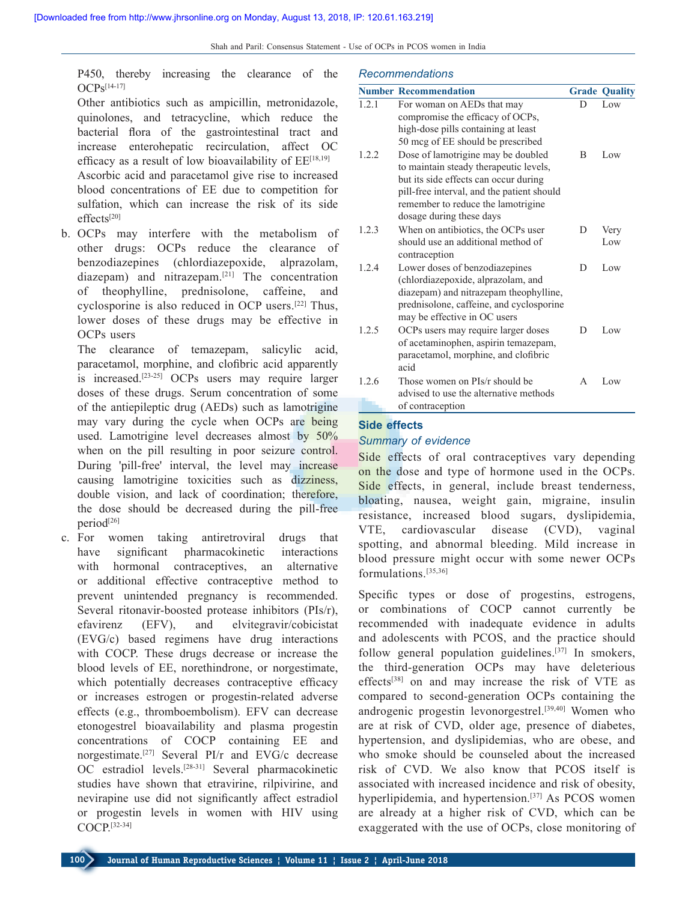P450, thereby increasing the clearance of the OCPs[14-17]

Other antibiotics such as ampicillin, metronidazole, quinolones, and tetracycline, which reduce the bacterial flora of the gastrointestinal tract and increase enterohepatic recirculation, affect OC efficacy as a result of low bioavailability of EE[18,19]

Ascorbic acid and paracetamol give rise to increased blood concentrations of EE due to competition for sulfation, which can increase the risk of its side effects[20]

b. OCPs may interfere with the metabolism of other drugs: OCPs reduce the clearance of benzodiazepines (chlordiazepoxide, alprazolam, diazepam) and nitrazepam.[21] The concentration of theophylline, prednisolone, caffeine, and cyclosporine is also reduced in OCP users.[22] Thus, lower doses of these drugs may be effective in OCPs users

The clearance of temazepam, salicylic acid, paracetamol, morphine, and clofibric acid apparently is increased.[23-25] OCPs users may require larger doses of these drugs. Serum concentration of some of the antiepileptic drug (AEDs) such as lamotrigine may vary during the cycle when OCPs are being used. Lamotrigine level decreases almost by 50% when on the pill resulting in poor seizure control. During 'pill-free' interval, the level may increase causing lamotrigine toxicities such as dizziness, double vision, and lack of coordination; therefore, the dose should be decreased during the pill-free period[26]

c. For women taking antiretroviral drugs that have significant pharmacokinetic interactions with hormonal contraceptives, an alternative or additional effective contraceptive method to prevent unintended pregnancy is recommended. Several ritonavir-boosted protease inhibitors (PIs/r), efavirenz (EFV), and elvitegravir/cobicistat (EVG/c) based regimens have drug interactions with COCP. These drugs decrease or increase the blood levels of EE, norethindrone, or norgestimate, which potentially decreases contraceptive efficacy or increases estrogen or progestin-related adverse effects (e.g., thromboembolism). EFV can decrease etonogestrel bioavailability and plasma progestin concentrations of COCP containing EE and norgestimate.[27] Several PI/r and EVG/c decrease OC estradiol levels.[28-31] Several pharmacokinetic studies have shown that etravirine, rilpivirine, and nevirapine use did not significantly affect estradiol or progestin levels in women with HIV using COCP.[32-34]

### *Recommendations*

| Number | Recommendation | Grade | Quality |
|---|---|---|---|
| 1.2.1 | For woman on AEDs that may compromise the efficacy of OCPs, high-dose pills containing at least 50 mcg of EE should be prescribed | D | Low |
| 1.2.2 | Dose of lamotrigine may be doubled to maintain steady therapeutic levels, but its side effects can occur during pill-free interval, and the patient should remember to reduce the lamotrigine dosage during these days | B | Low |
| 1.2.3 | When on antibiotics, the OCPs user should use an additional method of contraception | D | Very Low |
| 1.2.4 | Lower doses of benzodiazepines (chlordiazepoxide, alprazolam, and diazepam) and nitrazepam theophylline, prednisolone, caffeine, and cyclosporine may be effective in OC users | D | Low |
| 1.2.5 | OCPs users may require larger doses of acetaminophen, aspirin temazepam, paracetamol, morphine, and clofibric acid | D | Low |
| 1.2.6 | Those women on PIs/r should be advised to use the alternative methods of contraception | A | Low |

## Side effects

### *Summary of evidence*

Side effects of oral contraceptives vary depending on the dose and type of hormone used in the OCPs. Side effects, in general, include breast tenderness, bloating, nausea, weight gain, migraine, insulin resistance, increased blood sugars, dyslipidemia, VTE, cardiovascular disease (CVD), vaginal spotting, and abnormal bleeding. Mild increase in blood pressure might occur with some newer OCPs formulations.[35,36]

Specific types or dose of progestins, estrogens, or combinations of COCP cannot currently be recommended with inadequate evidence in adults and adolescents with PCOS, and the practice should follow general population guidelines.[37] In smokers, the third-generation OCPs may have deleterious effects[38] on and may increase the risk of VTE as compared to second-generation OCPs containing the androgenic progestin levonorgestrel.[39,40] Women who are at risk of CVD, older age, presence of diabetes, hypertension, and dyslipidemias, who are obese, and who smoke should be counseled about the increased risk of CVD. We also know that PCOS itself is associated with increased incidence and risk of obesity, hyperlipidemia, and hypertension.[37] As PCOS women are already at a higher risk of CVD, which can be exaggerated with the use of OCPs, close monitoring of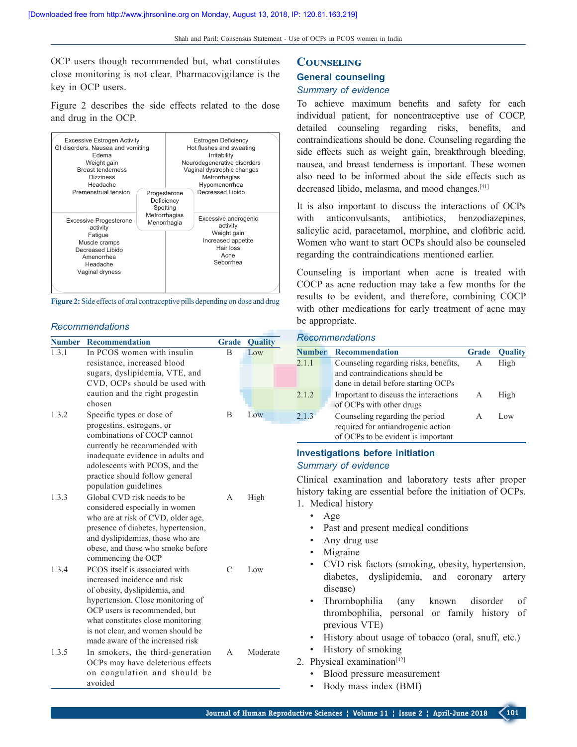OCP users though recommended but, what constitutes close monitoring is not clear. Pharmacovigilance is the key in OCP users.

Figure 2 describes the side effects related to the dose and drug in the OCP.

| Excessive Estrogen Activity | Estrogen Deficiency |
|---|---|
| GI disorders, Nausea and vomiting<br>Edema<br>Weight gain<br>Breast tenderness<br>Dizziness<br>Headache<br>Premenstrual tension | Hot flushes and sweating<br>Irritability<br>Neurodegenerative disorders<br>Vaginal dystrophic changes<br>Metrorrhagias<br>Hypomenorrhea<br>Decreased Libido |
| **Progesterone Deficiency:** Spotting, Metrorrhagias, Menorrhagia | |
| **Excessive Progesterone activity** | **Excessive androgenic activity** |
| Fatigue<br>Muscle cramps<br>Decreased Libido<br>Amenorrhea<br>Headache<br>Vaginal dryness | Weight gain<br>Increased appetite<br>Hair loss<br>Acne<br>Seborrhea |

Figure 2: Side effects of oral contraceptive pills depending on dose and drug

### Recommendations

| Number | Recommendation | Grade | Quality |
|---|---|---|---|
| 1.3.1 | In PCOS women with insulin resistance, increased blood sugars, dyslipidemia, VTE, and CVD, OCPs should be used with caution and the right progestin chosen | B | Low |
| 1.3.2 | Specific types or dose of progestins, estrogens, or combinations of COCP cannot currently be recommended with inadequate evidence in adults and adolescents with PCOS, and the practice should follow general population guidelines | B | Low |
| 1.3.3 | Global CVD risk needs to be considered especially in women who are at risk of CVD, older age, presence of diabetes, hypertension, and dyslipidemias, those who are obese, and those who smoke before commencing the OCP | A | High |
| 1.3.4 | PCOS itself is associated with increased incidence and risk of obesity, dyslipidemia, and hypertension. Close monitoring of OCP users is recommended, but what constitutes close monitoring is not clear, and women should be made aware of the increased risk | C | Low |
| 1.3.5 | In smokers, the third-generation OCPs may have deleterious effects on coagulation and should be avoided | A | Moderate |

# Counseling

## General counseling

### Summary of evidence

To achieve maximum benefits and safety for each individual patient, for noncontraceptive use of COCP, detailed counseling regarding risks, benefits, and contraindications should be done. Counseling regarding the side effects such as weight gain, breakthrough bleeding, nausea, and breast tenderness is important. These women also need to be informed about the side effects such as decreased libido, melasma, and mood changes.[41]

It is also important to discuss the interactions of OCPs with anticonvulsants, antibiotics, benzodiazepines, salicylic acid, paracetamol, morphine, and clofibric acid. Women who want to start OCPs should also be counseled regarding the contraindications mentioned earlier.

Counseling is important when acne is treated with COCP as acne reduction may take a few months for the results to be evident, and therefore, combining COCP with other medications for early treatment of acne may be appropriate.

### Recommendations

| Number | Recommendation | Grade | Quality |
|---|---|---|---|
| 2.1.1 | Counseling regarding risks, benefits, and contraindications should be done in detail before starting OCPs | A | High |
| 2.1.2 | Important to discuss the interactions of OCPs with other drugs | A | High |
| 2.1.3 | Counseling regarding the period required for antiandrogenic action of OCPs to be evident is important | A | Low |

## Investigations before initiation

### Summary of evidence

Clinical examination and laboratory tests after proper history taking are essential before the initiation of OCPs.

1. Medical history
   - Age
   - Past and present medical conditions
   - Any drug use
   - Migraine
   - CVD risk factors (smoking, obesity, hypertension, diabetes, dyslipidemia, and coronary artery disease)
   - Thrombophilia (any known disorder of thrombophilia, personal or family history of previous VTE)
   - History about usage of tobacco (oral, snuff, etc.)
   - History of smoking
2. Physical examination[42]
   - Blood pressure measurement
   - Body mass index (BMI)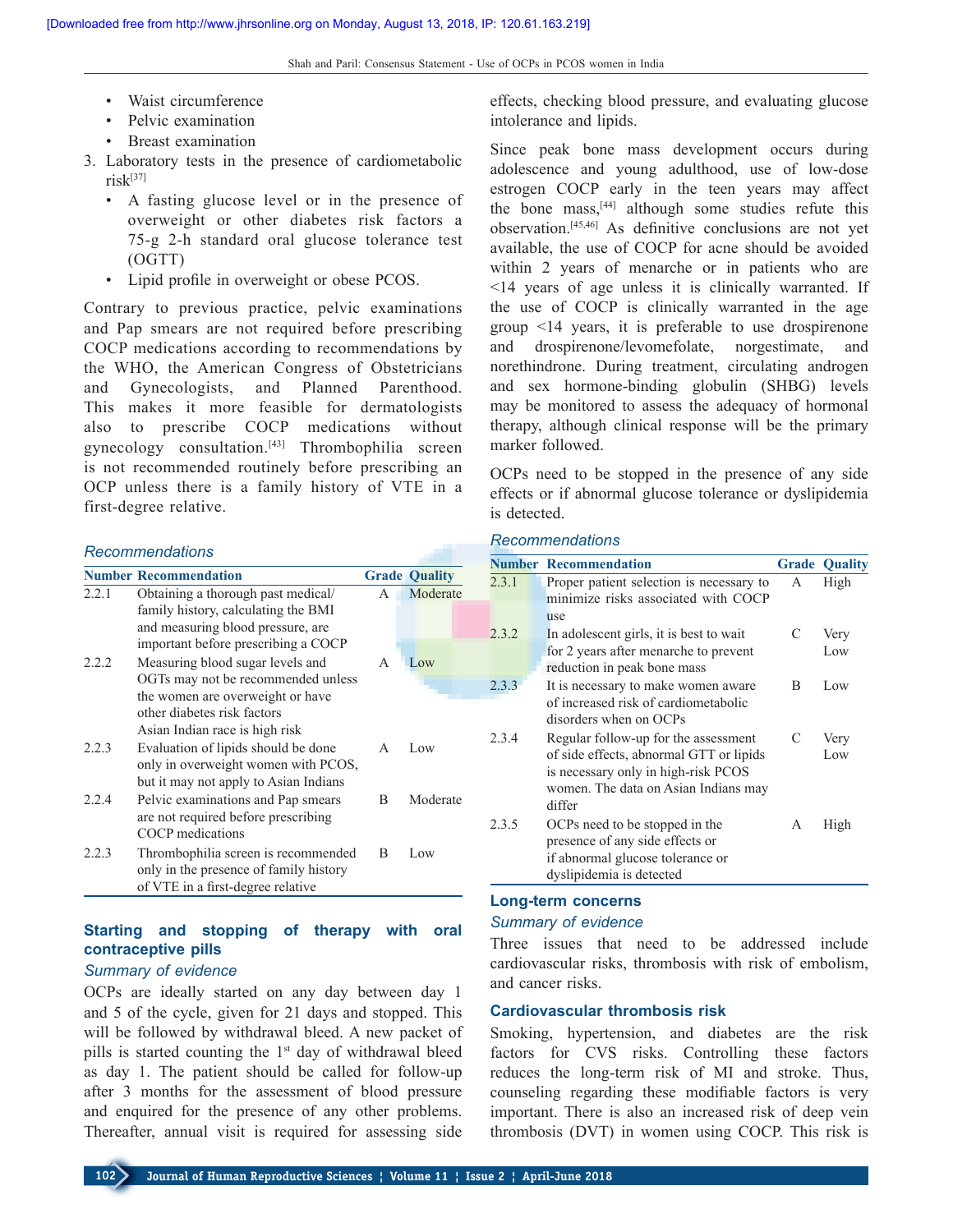- Waist circumference
- Pelvic examination
- Breast examination

3. Laboratory tests in the presence of cardiometabolic risk[37]
   - A fasting glucose level or in the presence of overweight or other diabetes risk factors a 75-g 2-h standard oral glucose tolerance test (OGTT)
   - Lipid profile in overweight or obese PCOS.

Contrary to previous practice, pelvic examinations and Pap smears are not required before prescribing COCP medications according to recommendations by the WHO, the American Congress of Obstetricians and Gynecologists, and Planned Parenthood. This makes it more feasible for dermatologists also to prescribe COCP medications without gynecology consultation.[43] Thrombophilia screen is not recommended routinely before prescribing an OCP unless there is a family history of VTE in a first-degree relative.

### *Recommendations*

| Number | Recommendation | Grade | Quality |
|---|---|---|---|
| 2.2.1 | Obtaining a thorough past medical/ family history, calculating the BMI and measuring blood pressure, are important before prescribing a COCP | A | Moderate |
| 2.2.2 | Measuring blood sugar levels and OGTs may not be recommended unless the women are overweight or have other diabetes risk factors Asian Indian race is high risk | A | Low |
| 2.2.3 | Evaluation of lipids should be done only in overweight women with PCOS, but it may not apply to Asian Indians | A | Low |
| 2.2.4 | Pelvic examinations and Pap smears are not required before prescribing COCP medications | B | Moderate |
| 2.2.3 | Thrombophilia screen is recommended only in the presence of family history of VTE in a first-degree relative | B | Low |

## Starting and stopping of therapy with oral contraceptive pills

### *Summary of evidence*

OCPs are ideally started on any day between day 1 and 5 of the cycle, given for 21 days and stopped. This will be followed by withdrawal bleed. A new packet of pills is started counting the 1st day of withdrawal bleed as day 1. The patient should be called for follow-up after 3 months for the assessment of blood pressure and enquired for the presence of any other problems. Thereafter, annual visit is required for assessing side effects, checking blood pressure, and evaluating glucose intolerance and lipids.

Since peak bone mass development occurs during adolescence and young adulthood, use of low-dose estrogen COCP early in the teen years may affect the bone mass,[44] although some studies refute this observation.[45,46] As definitive conclusions are not yet available, the use of COCP for acne should be avoided within 2 years of menarche or in patients who are <14 years of age unless it is clinically warranted. If the use of COCP is clinically warranted in the age group <14 years, it is preferable to use drospirenone and drospirenone/levomefolate, norgestimate, and norethindrone. During treatment, circulating androgen and sex hormone-binding globulin (SHBG) levels may be monitored to assess the adequacy of hormonal therapy, although clinical response will be the primary marker followed.

OCPs need to be stopped in the presence of any side effects or if abnormal glucose tolerance or dyslipidemia is detected.

### *Recommendations*

| Number | Recommendation | Grade | Quality |
|---|---|---|---|
| 2.3.1 | Proper patient selection is necessary to minimize risks associated with COCP use | A | High |
| 2.3.2 | In adolescent girls, it is best to wait for 2 years after menarche to prevent reduction in peak bone mass | C | Very Low |
| 2.3.3 | It is necessary to make women aware of increased risk of cardiometabolic disorders when on OCPs | B | Low |
| 2.3.4 | Regular follow-up for the assessment of side effects, abnormal GTT or lipids is necessary only in high-risk PCOS women. The data on Asian Indians may differ | C | Very Low |
| 2.3.5 | OCPs need to be stopped in the presence of any side effects or if abnormal glucose tolerance or dyslipidemia is detected | A | High |

## Long-term concerns

### *Summary of evidence*

Three issues that need to be addressed include cardiovascular risks, thrombosis with risk of embolism, and cancer risks.

### Cardiovascular thrombosis risk

Smoking, hypertension, and diabetes are the risk factors for CVS risks. Controlling these factors reduces the long-term risk of MI and stroke. Thus, counseling regarding these modifiable factors is very important. There is also an increased risk of deep vein thrombosis (DVT) in women using COCP. This risk is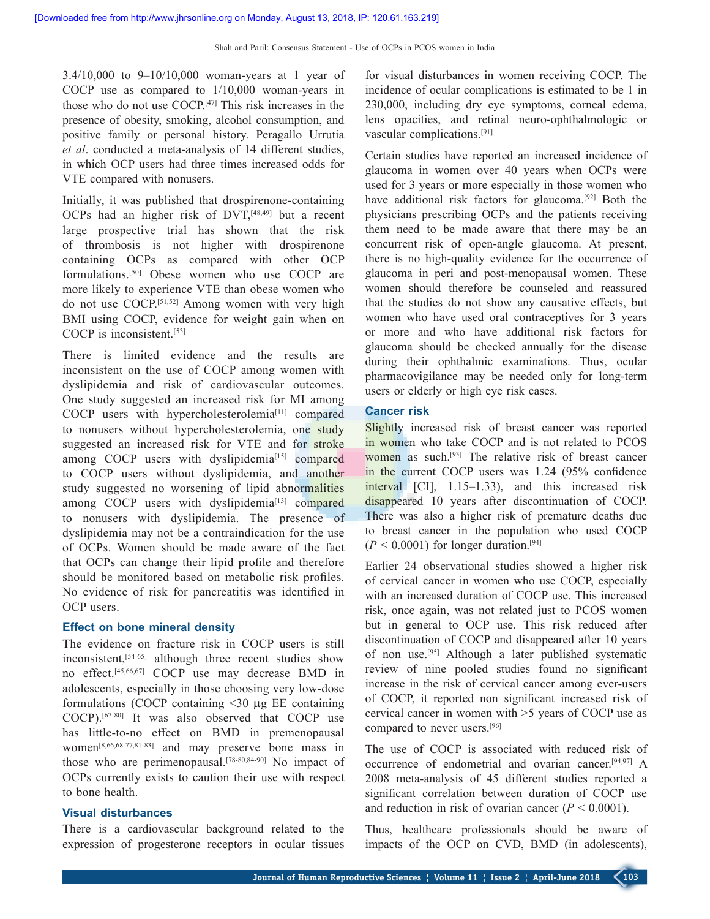3.4/10,000 to 9–10/10,000 woman-years at 1 year of COCP use as compared to 1/10,000 woman-years in those who do not use COCP.[47] This risk increases in the presence of obesity, smoking, alcohol consumption, and positive family or personal history. Peragallo Urrutia *et al*. conducted a meta-analysis of 14 different studies, in which OCP users had three times increased odds for VTE compared with nonusers.

Initially, it was published that drospirenone-containing OCPs had an higher risk of DVT,[48,49] but a recent large prospective trial has shown that the risk of thrombosis is not higher with drospirenone containing OCPs as compared with other OCP formulations.[50] Obese women who use COCP are more likely to experience VTE than obese women who do not use COCP.[51,52] Among women with very high BMI using COCP, evidence for weight gain when on COCP is inconsistent.[53]

There is limited evidence and the results are inconsistent on the use of COCP among women with dyslipidemia and risk of cardiovascular outcomes. One study suggested an increased risk for MI among COCP users with hypercholesterolemia[11] compared to nonusers without hypercholesterolemia, one study suggested an increased risk for VTE and for stroke among COCP users with dyslipidemia[15] compared to COCP users without dyslipidemia, and another study suggested no worsening of lipid abnormalities among COCP users with dyslipidemia[13] compared to nonusers with dyslipidemia. The presence of dyslipidemia may not be a contraindication for the use of OCPs. Women should be made aware of the fact that OCPs can change their lipid profile and therefore should be monitored based on metabolic risk profiles. No evidence of risk for pancreatitis was identified in OCP users.

### Effect on bone mineral density

The evidence on fracture risk in COCP users is still inconsistent,[54-65] although three recent studies show no effect.[45,66,67] COCP use may decrease BMD in adolescents, especially in those choosing very low-dose formulations (COCP containing <30 µg EE containing COCP).[67-80] It was also observed that COCP use has little-to-no effect on BMD in premenopausal women[8,66,68-77,81-83] and may preserve bone mass in those who are perimenopausal.[78-80,84-90] No impact of OCPs currently exists to caution their use with respect to bone health.

### Visual disturbances

There is a cardiovascular background related to the expression of progesterone receptors in ocular tissues for visual disturbances in women receiving COCP. The incidence of ocular complications is estimated to be 1 in 230,000, including dry eye symptoms, corneal edema, lens opacities, and retinal neuro-ophthalmologic or vascular complications.[91]

Certain studies have reported an increased incidence of glaucoma in women over 40 years when OCPs were used for 3 years or more especially in those women who have additional risk factors for glaucoma.[92] Both the physicians prescribing OCPs and the patients receiving them need to be made aware that there may be an concurrent risk of open-angle glaucoma. At present, there is no high-quality evidence for the occurrence of glaucoma in peri and post-menopausal women. These women should therefore be counseled and reassured that the studies do not show any causative effects, but women who have used oral contraceptives for 3 years or more and who have additional risk factors for glaucoma should be checked annually for the disease during their ophthalmic examinations. Thus, ocular pharmacovigilance may be needed only for long-term users or elderly or high eye risk cases.

### Cancer risk

Slightly increased risk of breast cancer was reported in women who take COCP and is not related to PCOS women as such.[93] The relative risk of breast cancer in the current COCP users was 1.24 (95% confidence interval [CI], 1.15–1.33), and this increased risk disappeared 10 years after discontinuation of COCP. There was also a higher risk of premature deaths due to breast cancer in the population who used COCP ($P < 0.0001$) for longer duration.[94]

Earlier 24 observational studies showed a higher risk of cervical cancer in women who use COCP, especially with an increased duration of COCP use. This increased risk, once again, was not related just to PCOS women but in general to OCP use. This risk reduced after discontinuation of COCP and disappeared after 10 years of non use.[95] Although a later published systematic review of nine pooled studies found no significant increase in the risk of cervical cancer among ever-users of COCP, it reported non significant increased risk of cervical cancer in women with >5 years of COCP use as compared to never users.[96]

The use of COCP is associated with reduced risk of occurrence of endometrial and ovarian cancer.[94,97] A 2008 meta-analysis of 45 different studies reported a significant correlation between duration of COCP use and reduction in risk of ovarian cancer ($P < 0.0001$).

Thus, healthcare professionals should be aware of impacts of the OCP on CVD, BMD (in adolescents),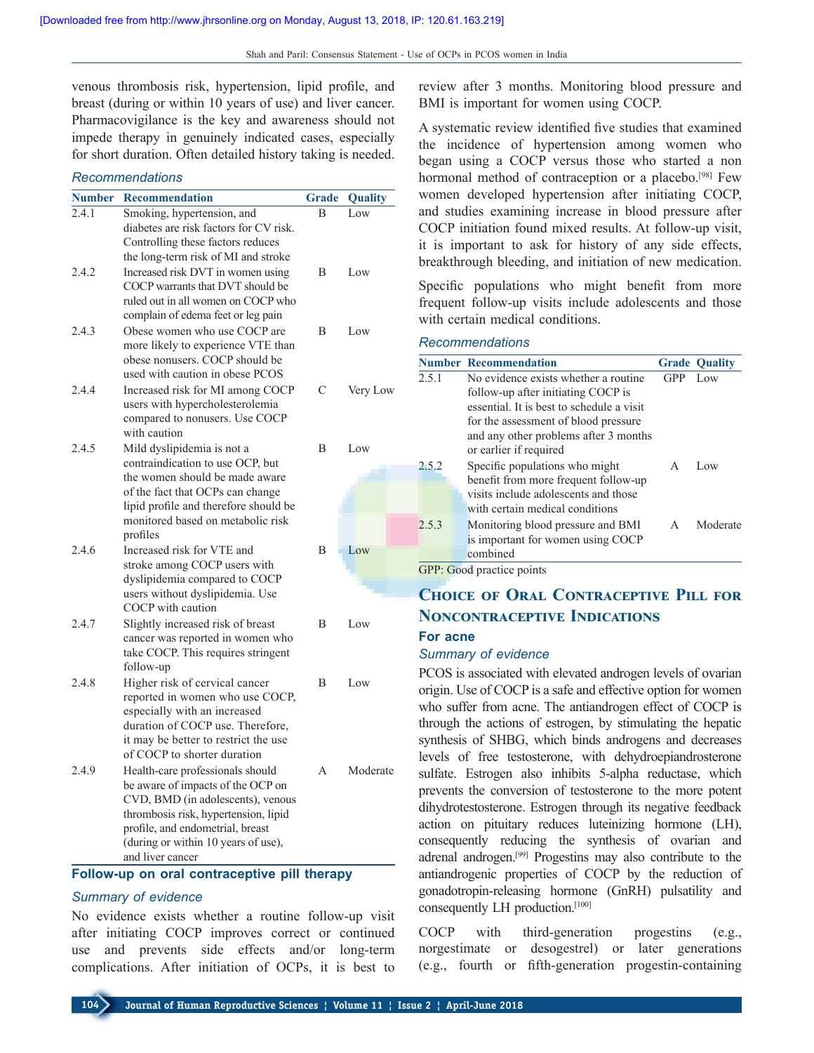venous thrombosis risk, hypertension, lipid profile, and breast (during or within 10 years of use) and liver cancer. Pharmacovigilance is the key and awareness should not impede therapy in genuinely indicated cases, especially for short duration. Often detailed history taking is needed.

### *Recommendations*

| Number | Recommendation | Grade | Quality |
|---|---|---|---|
| 2.4.1 | Smoking, hypertension, and diabetes are risk factors for CV risk. Controlling these factors reduces the long-term risk of MI and stroke | B | Low |
| 2.4.2 | Increased risk DVT in women using COCP warrants that DVT should be ruled out in all women on COCP who complain of edema feet or leg pain | B | Low |
| 2.4.3 | Obese women who use COCP are more likely to experience VTE than obese nonusers. COCP should be used with caution in obese PCOS | B | Low |
| 2.4.4 | Increased risk for MI among COCP users with hypercholesterolemia compared to nonusers. Use COCP with caution | C | Very Low |
| 2.4.5 | Mild dyslipidemia is not a contraindication to use OCP, but the women should be made aware of the fact that OCPs can change lipid profile and therefore should be monitored based on metabolic risk profiles | B | Low |
| 2.4.6 | Increased risk for VTE and stroke among COCP users with dyslipidemia compared to COCP users without dyslipidemia. Use COCP with caution | B | Low |
| 2.4.7 | Slightly increased risk of breast cancer was reported in women who take COCP. This requires stringent follow-up | B | Low |
| 2.4.8 | Higher risk of cervical cancer reported in women who use COCP, especially with an increased duration of COCP use. Therefore, it may be better to restrict the use of COCP to shorter duration | B | Low |
| 2.4.9 | Health-care professionals should be aware of impacts of the OCP on CVD, BMD (in adolescents), venous thrombosis risk, hypertension, lipid profile, and endometrial, breast (during or within 10 years of use), and liver cancer | A | Moderate |

## Follow-up on oral contraceptive pill therapy

### *Summary of evidence*

No evidence exists whether a routine follow-up visit after initiating COCP improves correct or continued use and prevents side effects and/or long-term complications. After initiation of OCPs, it is best to review after 3 months. Monitoring blood pressure and BMI is important for women using COCP.

A systematic review identified five studies that examined the incidence of hypertension among women who began using a COCP versus those who started a non hormonal method of contraception or a placebo.[98] Few women developed hypertension after initiating COCP, and studies examining increase in blood pressure after COCP initiation found mixed results. At follow-up visit, it is important to ask for history of any side effects, breakthrough bleeding, and initiation of new medication.

Specific populations who might benefit from more frequent follow-up visits include adolescents and those with certain medical conditions.

### *Recommendations*

| Number | Recommendation | Grade | Quality |
|---|---|---|---|
| 2.5.1 | No evidence exists whether a routine follow-up after initiating COCP is essential. It is best to schedule a visit for the assessment of blood pressure and any other problems after 3 months or earlier if required | GPP | Low |
| 2.5.2 | Specific populations who might benefit from more frequent follow-up visits include adolescents and those with certain medical conditions | A | Low |
| 2.5.3 | Monitoring blood pressure and BMI is important for women using COCP combined | A | Moderate |

GPP: Good practice points

# Choice of Oral Contraceptive Pill for Noncontraceptive Indications

## For acne

### *Summary of evidence*

PCOS is associated with elevated androgen levels of ovarian origin. Use of COCP is a safe and effective option for women who suffer from acne. The antiandrogen effect of COCP is through the actions of estrogen, by stimulating the hepatic synthesis of SHBG, which binds androgens and decreases levels of free testosterone, with dehydroepiandrosterone sulfate. Estrogen also inhibits 5-alpha reductase, which prevents the conversion of testosterone to the more potent dihydrotestosterone. Estrogen through its negative feedback action on pituitary reduces luteinizing hormone (LH), consequently reducing the synthesis of ovarian and adrenal androgen.[99] Progestins may also contribute to the antiandrogenic properties of COCP by the reduction of gonadotropin-releasing hormone (GnRH) pulsatility and consequently LH production.[100]

COCP with third-generation progestins (e.g., norgestimate or desogestrel) or later generations (e.g., fourth or fifth-generation progestin-containing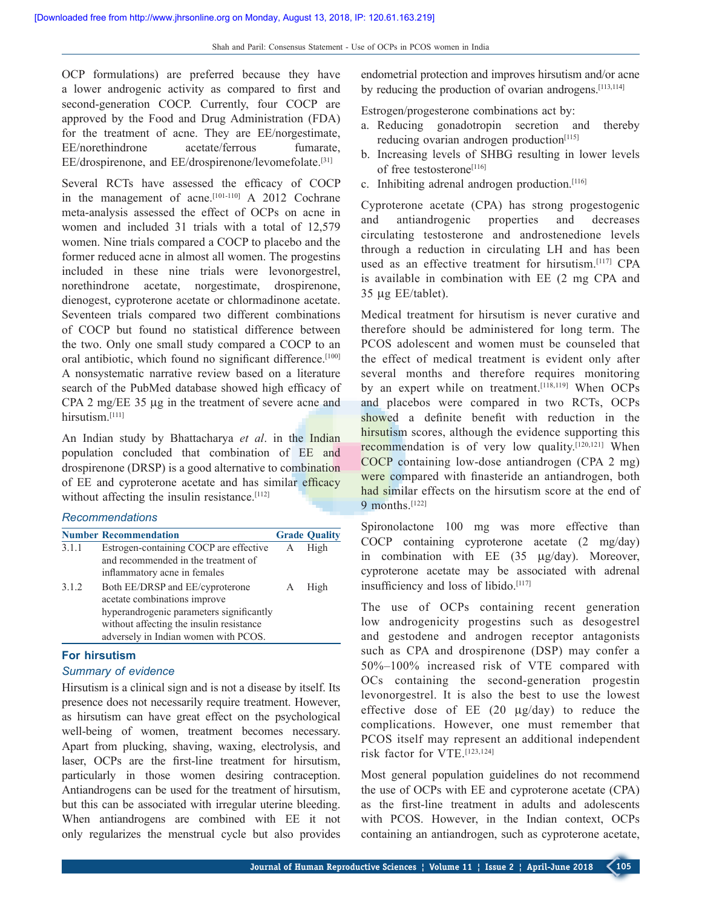OCP formulations) are preferred because they have a lower androgenic activity as compared to first and second-generation COCP. Currently, four COCP are approved by the Food and Drug Administration (FDA) for the treatment of acne. They are EE/norgestimate, EE/norethindrone acetate/ferrous fumarate, EE/drospirenone, and EE/drospirenone/levomefolate.[31]

Several RCTs have assessed the efficacy of COCP in the management of acne.[101-110] A 2012 Cochrane meta-analysis assessed the effect of OCPs on acne in women and included 31 trials with a total of 12,579 women. Nine trials compared a COCP to placebo and the former reduced acne in almost all women. The progestins included in these nine trials were levonorgestrel, norethindrone acetate, norgestimate, drospirenone, dienogest, cyproterone acetate or chlormadinone acetate. Seventeen trials compared two different combinations of COCP but found no statistical difference between the two. Only one small study compared a COCP to an oral antibiotic, which found no significant difference.[100] A nonsystematic narrative review based on a literature search of the PubMed database showed high efficacy of CPA 2 mg/EE 35 µg in the treatment of severe acne and hirsutism.[111]

An Indian study by Bhattacharya *et al*. in the Indian population concluded that combination of EE and drospirenone (DRSP) is a good alternative to combination of EE and cyproterone acetate and has similar efficacy without affecting the insulin resistance.[112]

### *Recommendations*

| Number | Recommendation | Grade | Quality |
|---|---|---|---|
| 3.1.1 | Estrogen-containing COCP are effective and recommended in the treatment of inflammatory acne in females | A | High |
| 3.1.2 | Both EE/DRSP and EE/cyproterone acetate combinations improve hyperandrogenic parameters significantly without affecting the insulin resistance adversely in Indian women with PCOS. | A | High |

## For hirsutism

### *Summary of evidence*

Hirsutism is a clinical sign and is not a disease by itself. Its presence does not necessarily require treatment. However, as hirsutism can have great effect on the psychological well-being of women, treatment becomes necessary. Apart from plucking, shaving, waxing, electrolysis, and laser, OCPs are the first-line treatment for hirsutism, particularly in those women desiring contraception. Antiandrogens can be used for the treatment of hirsutism, but this can be associated with irregular uterine bleeding. When antiandrogens are combined with EE it not only regularizes the menstrual cycle but also provides endometrial protection and improves hirsutism and/or acne by reducing the production of ovarian androgens.[113,114]

Estrogen/progesterone combinations act by:

a. Reducing gonadotropin secretion and thereby reducing ovarian androgen production[115]
b. Increasing levels of SHBG resulting in lower levels of free testosterone[116]
c. Inhibiting adrenal androgen production.[116]

Cyproterone acetate (CPA) has strong progestogenic and antiandrogenic properties and decreases circulating testosterone and androstenedione levels through a reduction in circulating LH and has been used as an effective treatment for hirsutism.[117] CPA is available in combination with EE (2 mg CPA and 35 µg EE/tablet).

Medical treatment for hirsutism is never curative and therefore should be administered for long term. The PCOS adolescent and women must be counseled that the effect of medical treatment is evident only after several months and therefore requires monitoring by an expert while on treatment.[118,119] When OCPs and placebos were compared in two RCTs, OCPs showed a definite benefit with reduction in the hirsutism scores, although the evidence supporting this recommendation is of very low quality.[120,121] When COCP containing low-dose antiandrogen (CPA 2 mg) were compared with finasteride an antiandrogen, both had similar effects on the hirsutism score at the end of 9 months.[122]

Spironolactone 100 mg was more effective than COCP containing cyproterone acetate (2 mg/day) in combination with EE (35 µg/day). Moreover, cyproterone acetate may be associated with adrenal insufficiency and loss of libido.[117]

The use of OCPs containing recent generation low androgenicity progestins such as desogestrel and gestodene and androgen receptor antagonists such as CPA and drospirenone (DSP) may confer a 50%–100% increased risk of VTE compared with OCs containing the second-generation progestin levonorgestrel. It is also the best to use the lowest effective dose of EE (20 µg/day) to reduce the complications. However, one must remember that PCOS itself may represent an additional independent risk factor for VTE.[123,124]

Most general population guidelines do not recommend the use of OCPs with EE and cyproterone acetate (CPA) as the first-line treatment in adults and adolescents with PCOS. However, in the Indian context, OCPs containing an antiandrogen, such as cyproterone acetate,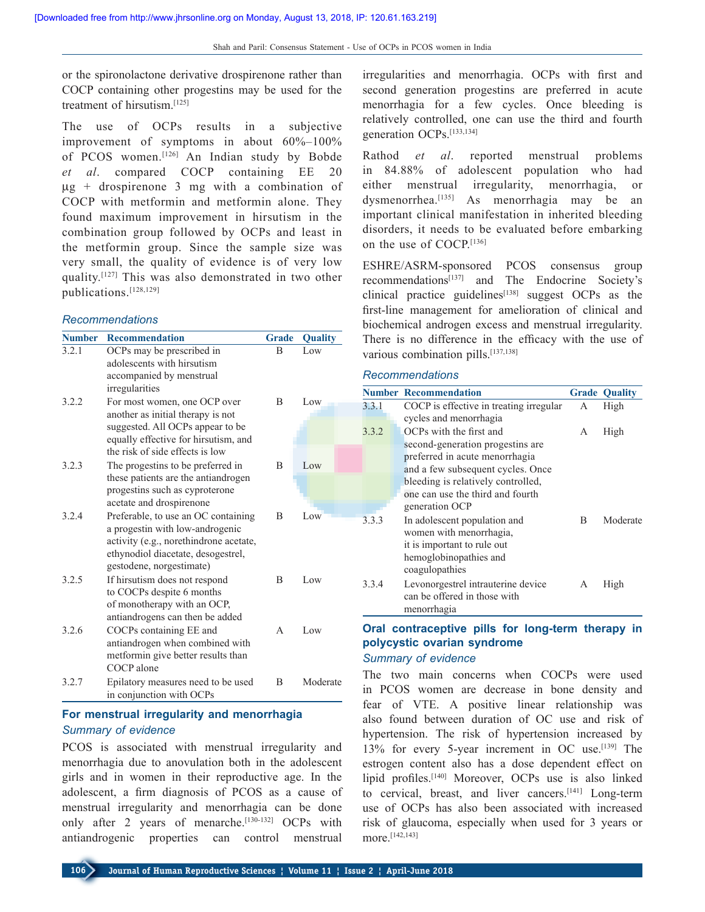or the spironolactone derivative drospirenone rather than COCP containing other progestins may be used for the treatment of hirsutism.[125]

The use of OCPs results in a subjective improvement of symptoms in about 60%–100% of PCOS women.[126] An Indian study by Bobde *et al*. compared COCP containing EE 20 μg + drospirenone 3 mg with a combination of COCP with metformin and metformin alone. They found maximum improvement in hirsutism in the combination group followed by OCPs and least in the metformin group. Since the sample size was very small, the quality of evidence is of very low quality.[127] This was also demonstrated in two other publications.[128,129]

### *Recommendations*

| Number | Recommendation | Grade | Quality |
|---|---|---|---|
| 3.2.1 | OCPs may be prescribed in adolescents with hirsutism accompanied by menstrual irregularities | B | Low |
| 3.2.2 | For most women, one OCP over another as initial therapy is not suggested. All OCPs appear to be equally effective for hirsutism, and the risk of side effects is low | B | Low |
| 3.2.3 | The progestins to be preferred in these patients are the antiandrogen progestins such as cyproterone acetate and drospirenone | B | Low |
| 3.2.4 | Preferable, to use an OC containing a progestin with low-androgenic activity (e.g., norethindrone acetate, ethynodiol diacetate, desogestrel, gestodene, norgestimate) | B | Low |
| 3.2.5 | If hirsutism does not respond to COCPs despite 6 months of monotherapy with an OCP, antiandrogens can then be added | B | Low |
| 3.2.6 | COCPs containing EE and antiandrogen when combined with metformin give better results than COCP alone | A | Low |
| 3.2.7 | Epilatory measures need to be used in conjunction with OCPs | B | Moderate |

## For menstrual irregularity and menorrhagia

### *Summary of evidence*

PCOS is associated with menstrual irregularity and menorrhagia due to anovulation both in the adolescent girls and in women in their reproductive age. In the adolescent, a firm diagnosis of PCOS as a cause of menstrual irregularity and menorrhagia can be done only after 2 years of menarche.[130-132] OCPs with antiandrogenic properties can control menstrual irregularities and menorrhagia. OCPs with first and second generation progestins are preferred in acute menorrhagia for a few cycles. Once bleeding is relatively controlled, one can use the third and fourth generation OCPs.[133,134]

Rathod *et al*. reported menstrual problems in 84.88% of adolescent population who had either menstrual irregularity, menorrhagia, or dysmenorrhea.[135] As menorrhagia may be an important clinical manifestation in inherited bleeding disorders, it needs to be evaluated before embarking on the use of COCP.[136]

ESHRE/ASRM-sponsored PCOS consensus group recommendations[137] and The Endocrine Society's clinical practice guidelines[138] suggest OCPs as the first-line management for amelioration of clinical and biochemical androgen excess and menstrual irregularity. There is no difference in the efficacy with the use of various combination pills.[137,138]

### *Recommendations*

| Number | Recommendation | Grade | Quality |
|---|---|---|---|
| 3.3.1 | COCP is effective in treating irregular cycles and menorrhagia | A | High |
| 3.3.2 | OCPs with the first and second-generation progestins are preferred in acute menorrhagia and a few subsequent cycles. Once bleeding is relatively controlled, one can use the third and fourth generation OCP | A | High |
| 3.3.3 | In adolescent population and women with menorrhagia, it is important to rule out hemoglobinopathies and coagulopathies | B | Moderate |
| 3.3.4 | Levonorgestrel intrauterine device can be offered in those with menorrhagia | A | High |

## Oral contraceptive pills for long-term therapy in polycystic ovarian syndrome

### *Summary of evidence*

The two main concerns when COCPs were used in PCOS women are decrease in bone density and fear of VTE. A positive linear relationship was also found between duration of OC use and risk of hypertension. The risk of hypertension increased by 13% for every 5-year increment in OC use.[139] The estrogen content also has a dose dependent effect on lipid profiles.[140] Moreover, OCPs use is also linked to cervical, breast, and liver cancers.[141] Long-term use of OCPs has also been associated with increased risk of glaucoma, especially when used for 3 years or more.[142,143]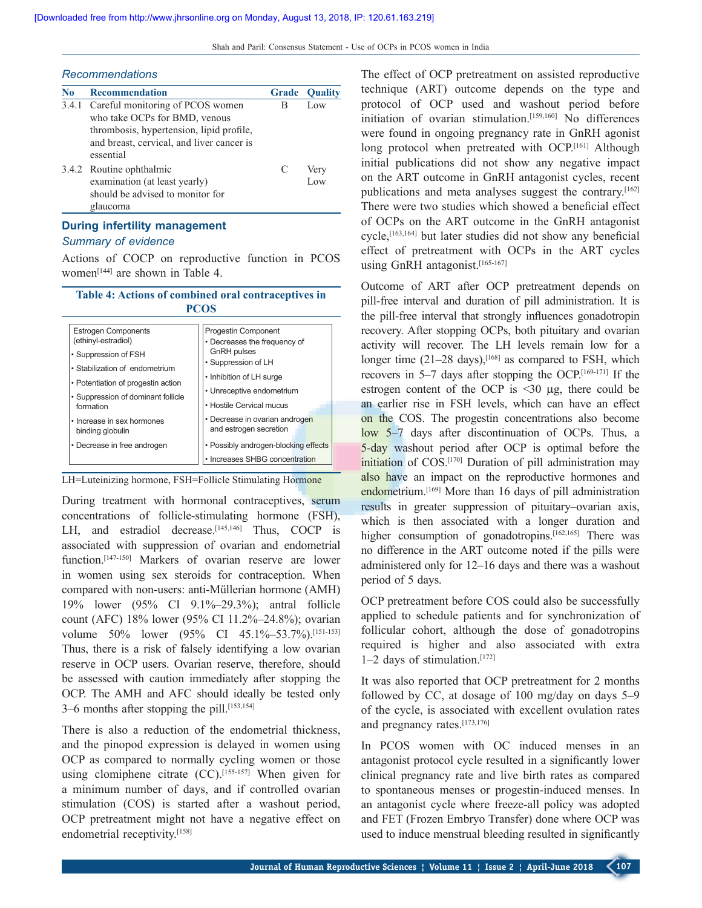*Recommendations*

| No | Recommendation | Grade | Quality |
|---|---|---|---|
| 3.4.1 | Careful monitoring of PCOS women who take OCPs for BMD, venous thrombosis, hypertension, lipid profile, and breast, cervical, and liver cancer is essential | B | Low |
| 3.4.2 | Routine ophthalmic examination (at least yearly) should be advised to monitor for glaucoma | C | Very Low |

## During infertility management

*Summary of evidence*

Actions of COCP on reproductive function in PCOS women[144] are shown in Table 4.

**Table 4: Actions of combined oral contraceptives in PCOS**

| Estrogen Components (ethinyl-estradiol) | Progestin Component |
|---|---|
| • Suppression of FSH | • Decreases the frequency of GnRH pulses |
| • Stabilization of endometrium | • Suppression of LH |
| • Potentiation of progestin action | • Inhibition of LH surge |
| • Suppression of dominant follicle formation | • Unreceptive endometrium |
| • Increase in sex hormones binding globulin | • Hostile Cervical mucus |
| • Decrease in free androgen | • Decrease in ovarian androgen and estrogen secretion |
| | • Possibly androgen-blocking effects |
| | • Increases SHBG concentration |

LH=Luteinizing hormone, FSH=Follicle Stimulating Hormone

During treatment with hormonal contraceptives, serum concentrations of follicle-stimulating hormone (FSH), LH, and estradiol decrease.[145,146] Thus, COCP is associated with suppression of ovarian and endometrial function.[147-150] Markers of ovarian reserve are lower in women using sex steroids for contraception. When compared with non-users: anti-Müllerian hormone (AMH) 19% lower (95% CI 9.1%–29.3%); antral follicle count (AFC) 18% lower (95% CI 11.2%–24.8%); ovarian volume 50% lower (95% CI 45.1%–53.7%).[151-153] Thus, there is a risk of falsely identifying a low ovarian reserve in OCP users. Ovarian reserve, therefore, should be assessed with caution immediately after stopping the OCP. The AMH and AFC should ideally be tested only 3–6 months after stopping the pill.[153,154]

There is also a reduction of the endometrial thickness, and the pinopod expression is delayed in women using OCP as compared to normally cycling women or those using clomiphene citrate (CC).[155-157] When given for a minimum number of days, and if controlled ovarian stimulation (COS) is started after a washout period, OCP pretreatment might not have a negative effect on endometrial receptivity.[158]

The effect of OCP pretreatment on assisted reproductive technique (ART) outcome depends on the type and protocol of OCP used and washout period before initiation of ovarian stimulation.[159,160] No differences were found in ongoing pregnancy rate in GnRH agonist long protocol when pretreated with OCP.[161] Although initial publications did not show any negative impact on the ART outcome in GnRH antagonist cycles, recent publications and meta analyses suggest the contrary.[162] There were two studies which showed a beneficial effect of OCPs on the ART outcome in the GnRH antagonist cycle,[163,164] but later studies did not show any beneficial effect of pretreatment with OCPs in the ART cycles using GnRH antagonist.[165-167]

Outcome of ART after OCP pretreatment depends on pill-free interval and duration of pill administration. It is the pill-free interval that strongly influences gonadotropin recovery. After stopping OCPs, both pituitary and ovarian activity will recover. The LH levels remain low for a longer time (21–28 days),[168] as compared to FSH, which recovers in 5–7 days after stopping the OCP.[169-171] If the estrogen content of the OCP is <30 µg, there could be an earlier rise in FSH levels, which can have an effect on the COS. The progestin concentrations also become low 5–7 days after discontinuation of OCPs. Thus, a 5-day washout period after OCP is optimal before the initiation of COS.[170] Duration of pill administration may also have an impact on the reproductive hormones and endometrium.[169] More than 16 days of pill administration results in greater suppression of pituitary–ovarian axis, which is then associated with a longer duration and higher consumption of gonadotropins.[162,165] There was no difference in the ART outcome noted if the pills were administered only for 12–16 days and there was a washout period of 5 days.

OCP pretreatment before COS could also be successfully applied to schedule patients and for synchronization of follicular cohort, although the dose of gonadotropins required is higher and also associated with extra 1–2 days of stimulation.[172]

It was also reported that OCP pretreatment for 2 months followed by CC, at dosage of 100 mg/day on days 5–9 of the cycle, is associated with excellent ovulation rates and pregnancy rates.[173,176]

In PCOS women with OC induced menses in an antagonist protocol cycle resulted in a significantly lower clinical pregnancy rate and live birth rates as compared to spontaneous menses or progestin-induced menses. In an antagonist cycle where freeze-all policy was adopted and FET (Frozen Embryo Transfer) done where OCP was used to induce menstrual bleeding resulted in significantly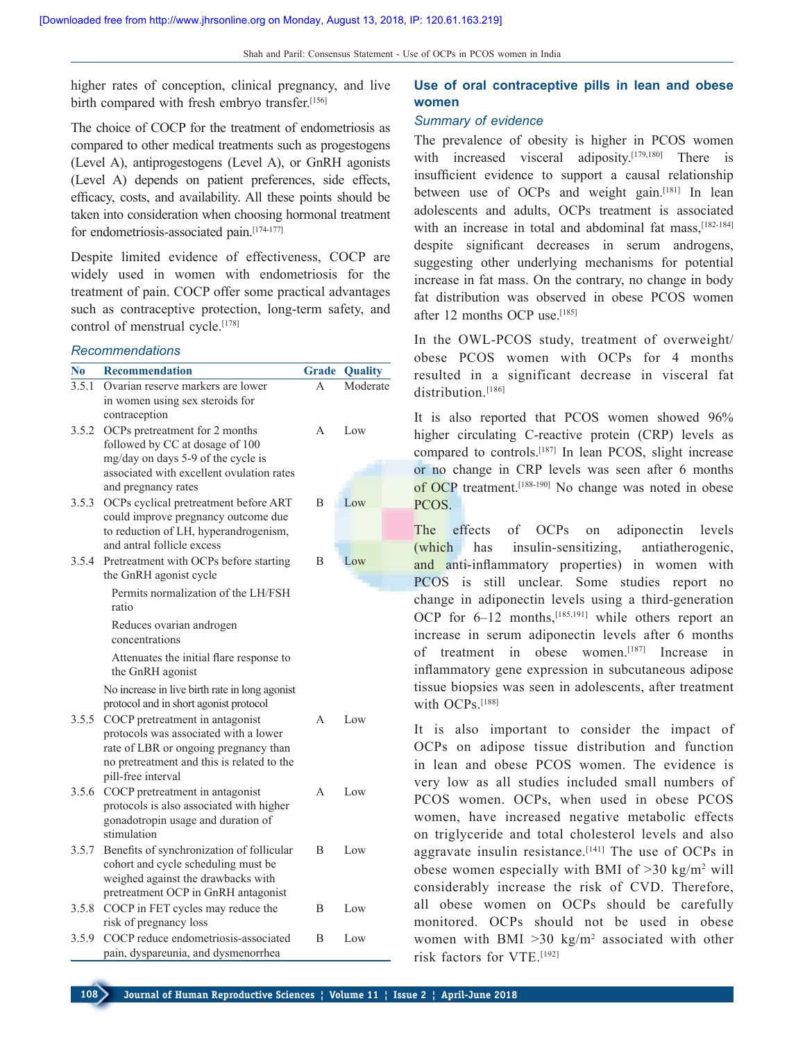higher rates of conception, clinical pregnancy, and live birth compared with fresh embryo transfer.[156]

The choice of COCP for the treatment of endometriosis as compared to other medical treatments such as progestogens (Level A), antiprogestogens (Level A), or GnRH agonists (Level A) depends on patient preferences, side effects, efficacy, costs, and availability. All these points should be taken into consideration when choosing hormonal treatment for endometriosis-associated pain.[174-177]

Despite limited evidence of effectiveness, COCP are widely used in women with endometriosis for the treatment of pain. COCP offer some practical advantages such as contraceptive protection, long-term safety, and control of menstrual cycle.[178]

### *Recommendations*

| No | Recommendation | Grade | Quality |
|---|---|---|---|
| 3.5.1 | Ovarian reserve markers are lower in women using sex steroids for contraception | A | Moderate |
| 3.5.2 | OCPs pretreatment for 2 months followed by CC at dosage of 100 mg/day on days 5-9 of the cycle is associated with excellent ovulation rates and pregnancy rates | A | Low |
| 3.5.3 | OCPs cyclical pretreatment before ART could improve pregnancy outcome due to reduction of LH, hyperandrogenism, and antral follicle excess | B | Low |
| 3.5.4 | Pretreatment with OCPs before starting the GnRH agonist cycle | B | Low |
| | Permits normalization of the LH/FSH ratio | | |
| | Reduces ovarian androgen concentrations | | |
| | Attenuates the initial flare response to the GnRH agonist | | |
| | No increase in live birth rate in long agonist protocol and in short agonist protocol | | |
| 3.5.5 | COCP pretreatment in antagonist protocols was associated with a lower rate of LBR or ongoing pregnancy than no pretreatment and this is related to the pill-free interval | A | Low |
| 3.5.6 | COCP pretreatment in antagonist protocols is also associated with higher gonadotropin usage and duration of stimulation | A | Low |
| 3.5.7 | Benefits of synchronization of follicular cohort and cycle scheduling must be weighed against the drawbacks with pretreatment OCP in GnRH antagonist | B | Low |
| 3.5.8 | COCP in FET cycles may reduce the risk of pregnancy loss | B | Low |
| 3.5.9 | COCP reduce endometriosis-associated pain, dyspareunia, and dysmenorrhea | B | Low |

## Use of oral contraceptive pills in lean and obese women

### *Summary of evidence*

The prevalence of obesity is higher in PCOS women with increased visceral adiposity.[179,180] There is insufficient evidence to support a causal relationship between use of OCPs and weight gain.[181] In lean adolescents and adults, OCPs treatment is associated with an increase in total and abdominal fat mass,[182-184] despite significant decreases in serum androgens, suggesting other underlying mechanisms for potential increase in fat mass. On the contrary, no change in body fat distribution was observed in obese PCOS women after 12 months OCP use.[185]

In the OWL-PCOS study, treatment of overweight/obese PCOS women with OCPs for 4 months resulted in a significant decrease in visceral fat distribution.[186]

It is also reported that PCOS women showed 96% higher circulating C-reactive protein (CRP) levels as compared to controls.[187] In lean PCOS, slight increase or no change in CRP levels was seen after 6 months of OCP treatment.[188-190] No change was noted in obese PCOS.

The effects of OCPs on adiponectin levels (which has insulin-sensitizing, antiatherogenic, and anti-inflammatory properties) in women with PCOS is still unclear. Some studies report no change in adiponectin levels using a third-generation OCP for 6–12 months,[185,191] while others report an increase in serum adiponectin levels after 6 months of treatment in obese women.[187] Increase in inflammatory gene expression in subcutaneous adipose tissue biopsies was seen in adolescents, after treatment with OCPs.[188]

It is also important to consider the impact of OCPs on adipose tissue distribution and function in lean and obese PCOS women. The evidence is very low as all studies included small numbers of PCOS women. OCPs, when used in obese PCOS women, have increased negative metabolic effects on triglyceride and total cholesterol levels and also aggravate insulin resistance.[141] The use of OCPs in obese women especially with BMI of >30 kg/m$^2$ will considerably increase the risk of CVD. Therefore, all obese women on OCPs should be carefully monitored. OCPs should not be used in obese women with BMI >30 kg/m$^2$ associated with other risk factors for VTE.[192]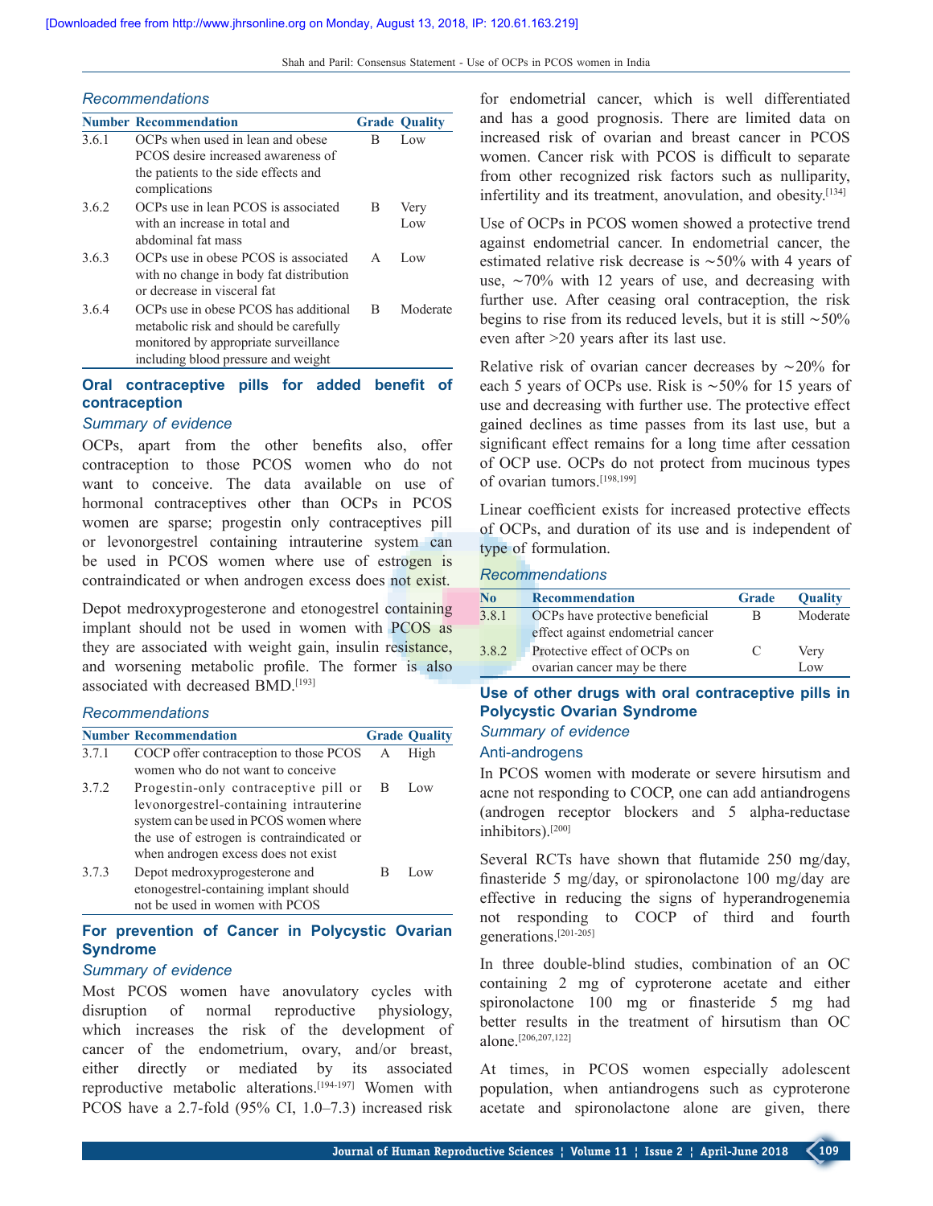### Recommendations

| Number | Recommendation | Grade | Quality |
|---|---|---|---|
| 3.6.1 | OCPs when used in lean and obese PCOS desire increased awareness of the patients to the side effects and complications | B | Low |
| 3.6.2 | OCPs use in lean PCOS is associated with an increase in total and abdominal fat mass | B | Very Low |
| 3.6.3 | OCPs use in obese PCOS is associated with no change in body fat distribution or decrease in visceral fat | A | Low |
| 3.6.4 | OCPs use in obese PCOS has additional metabolic risk and should be carefully monitored by appropriate surveillance including blood pressure and weight | B | Moderate |

## Oral contraceptive pills for added benefit of contraception

### Summary of evidence

OCPs, apart from the other benefits also, offer contraception to those PCOS women who do not want to conceive. The data available on use of hormonal contraceptives other than OCPs in PCOS women are sparse; progestin only contraceptives pill or levonorgestrel containing intrauterine system can be used in PCOS women where use of estrogen is contraindicated or when androgen excess does not exist.

Depot medroxyprogesterone and etonogestrel containing implant should not be used in women with PCOS as they are associated with weight gain, insulin resistance, and worsening metabolic profile. The former is also associated with decreased BMD.[193]

### Recommendations

| Number | Recommendation | Grade | Quality |
|---|---|---|---|
| 3.7.1 | COCP offer contraception to those PCOS women who do not want to conceive | A | High |
| 3.7.2 | Progestin-only contraceptive pill or levonorgestrel-containing intrauterine system can be used in PCOS women where the use of estrogen is contraindicated or when androgen excess does not exist | B | Low |
| 3.7.3 | Depot medroxyprogesterone and etonogestrel-containing implant should not be used in women with PCOS | B | Low |

## For prevention of Cancer in Polycystic Ovarian Syndrome

### Summary of evidence

Most PCOS women have anovulatory cycles with disruption of normal reproductive physiology, which increases the risk of the development of cancer of the endometrium, ovary, and/or breast, either directly or mediated by its associated reproductive metabolic alterations.[194-197] Women with PCOS have a 2.7-fold (95% CI, 1.0–7.3) increased risk for endometrial cancer, which is well differentiated and has a good prognosis. There are limited data on increased risk of ovarian and breast cancer in PCOS women. Cancer risk with PCOS is difficult to separate from other recognized risk factors such as nulliparity, infertility and its treatment, anovulation, and obesity.[134]

Use of OCPs in PCOS women showed a protective trend against endometrial cancer. In endometrial cancer, the estimated relative risk decrease is ~50% with 4 years of use, ~70% with 12 years of use, and decreasing with further use. After ceasing oral contraception, the risk begins to rise from its reduced levels, but it is still ~50% even after >20 years after its last use.

Relative risk of ovarian cancer decreases by ~20% for each 5 years of OCPs use. Risk is ~50% for 15 years of use and decreasing with further use. The protective effect gained declines as time passes from its last use, but a significant effect remains for a long time after cessation of OCP use. OCPs do not protect from mucinous types of ovarian tumors.[198,199]

Linear coefficient exists for increased protective effects of OCPs, and duration of its use and is independent of type of formulation.

### Recommendations

| No | Recommendation | Grade | Quality |
|---|---|---|---|
| 3.8.1 | OCPs have protective beneficial effect against endometrial cancer | B | Moderate |
| 3.8.2 | Protective effect of OCPs on ovarian cancer may be there | C | Very Low |

## Use of other drugs with oral contraceptive pills in Polycystic Ovarian Syndrome

### Summary of evidence

#### Anti-androgens

In PCOS women with moderate or severe hirsutism and acne not responding to COCP, one can add antiandrogens (androgen receptor blockers and 5 alpha-reductase inhibitors).[200]

Several RCTs have shown that flutamide 250 mg/day, finasteride 5 mg/day, or spironolactone 100 mg/day are effective in reducing the signs of hyperandrogenemia not responding to COCP of third and fourth generations.[201-205]

In three double-blind studies, combination of an OC containing 2 mg of cyproterone acetate and either spironolactone 100 mg or finasteride 5 mg had better results in the treatment of hirsutism than OC alone.[206,207,122]

At times, in PCOS women especially adolescent population, when antiandrogens such as cyproterone acetate and spironolactone alone are given, there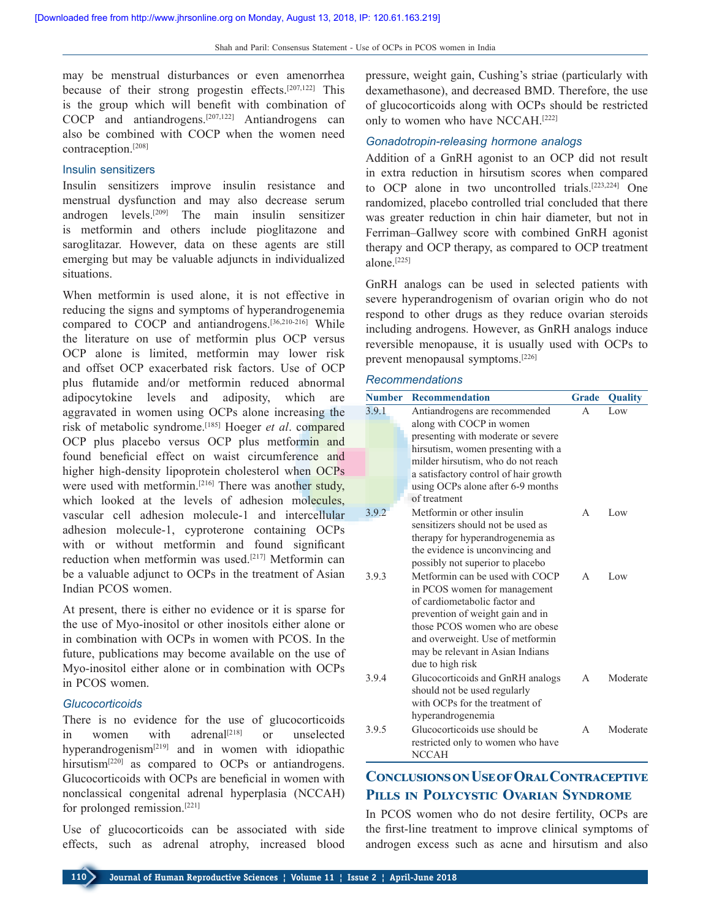may be menstrual disturbances or even amenorrhea because of their strong progestin effects.[207,122] This is the group which will benefit with combination of COCP and antiandrogens.[207,122] Antiandrogens can also be combined with COCP when the women need contraception.[208]

### Insulin sensitizers

Insulin sensitizers improve insulin resistance and menstrual dysfunction and may also decrease serum androgen levels.[209] The main insulin sensitizer is metformin and others include pioglitazone and saroglitazar. However, data on these agents are still emerging but may be valuable adjuncts in individualized situations.

When metformin is used alone, it is not effective in reducing the signs and symptoms of hyperandrogenemia compared to COCP and antiandrogens.[36,210-216] While the literature on use of metformin plus OCP versus OCP alone is limited, metformin may lower risk and offset OCP exacerbated risk factors. Use of OCP plus flutamide and/or metformin reduced abnormal adipocytokine levels and adiposity, which are aggravated in women using OCPs alone increasing the risk of metabolic syndrome.[185] Hoeger *et al*. compared OCP plus placebo versus OCP plus metformin and found beneficial effect on waist circumference and higher high-density lipoprotein cholesterol when OCPs were used with metformin.[216] There was another study, which looked at the levels of adhesion molecules, vascular cell adhesion molecule-1 and intercellular adhesion molecule-1, cyproterone containing OCPs with or without metformin and found significant reduction when metformin was used.[217] Metformin can be a valuable adjunct to OCPs in the treatment of Asian Indian PCOS women.

At present, there is either no evidence or it is sparse for the use of Myo-inositol or other inositols either alone or in combination with OCPs in women with PCOS. In the future, publications may become available on the use of Myo-inositol either alone or in combination with OCPs in PCOS women.

### Glucocorticoids

There is no evidence for the use of glucocorticoids in women with adrenal[218] or unselected hyperandrogenism[219] and in women with idiopathic hirsutism[220] as compared to OCPs or antiandrogens. Glucocorticoids with OCPs are beneficial in women with nonclassical congenital adrenal hyperplasia (NCCAH) for prolonged remission.[221]

Use of glucocorticoids can be associated with side effects, such as adrenal atrophy, increased blood pressure, weight gain, Cushing's striae (particularly with dexamethasone), and decreased BMD. Therefore, the use of glucocorticoids along with OCPs should be restricted only to women who have NCCAH.[222]

### Gonadotropin-releasing hormone analogs

Addition of a GnRH agonist to an OCP did not result in extra reduction in hirsutism scores when compared to OCP alone in two uncontrolled trials.[223,224] One randomized, placebo controlled trial concluded that there was greater reduction in chin hair diameter, but not in Ferriman–Gallwey score with combined GnRH agonist therapy and OCP therapy, as compared to OCP treatment alone.[225]

GnRH analogs can be used in selected patients with severe hyperandrogenism of ovarian origin who do not respond to other drugs as they reduce ovarian steroids including androgens. However, as GnRH analogs induce reversible menopause, it is usually used with OCPs to prevent menopausal symptoms.[226]

### Recommendations

| Number | Recommendation | Grade | Quality |
|---|---|---|---|
| 3.9.1 | Antiandrogens are recommended along with COCP in women presenting with moderate or severe hirsutism, women presenting with a milder hirsutism, who do not reach a satisfactory control of hair growth using OCPs alone after 6-9 months of treatment | A | Low |
| 3.9.2 | Metformin or other insulin sensitizers should not be used as therapy for hyperandrogenemia as the evidence is unconvincing and possibly not superior to placebo | A | Low |
| 3.9.3 | Metformin can be used with COCP in PCOS women for management of cardiometabolic factor and prevention of weight gain and in those PCOS women who are obese and overweight. Use of metformin may be relevant in Asian Indians due to high risk | A | Low |
| 3.9.4 | Glucocorticoids and GnRH analogs should not be used regularly with OCPs for the treatment of hyperandrogenemia | A | Moderate |
| 3.9.5 | Glucocorticoids use should be restricted only to women who have NCCAH | A | Moderate |

## Conclusions on Use of Oral Contraceptive Pills in Polycystic Ovarian Syndrome

In PCOS women who do not desire fertility, OCPs are the first-line treatment to improve clinical symptoms of androgen excess such as acne and hirsutism and also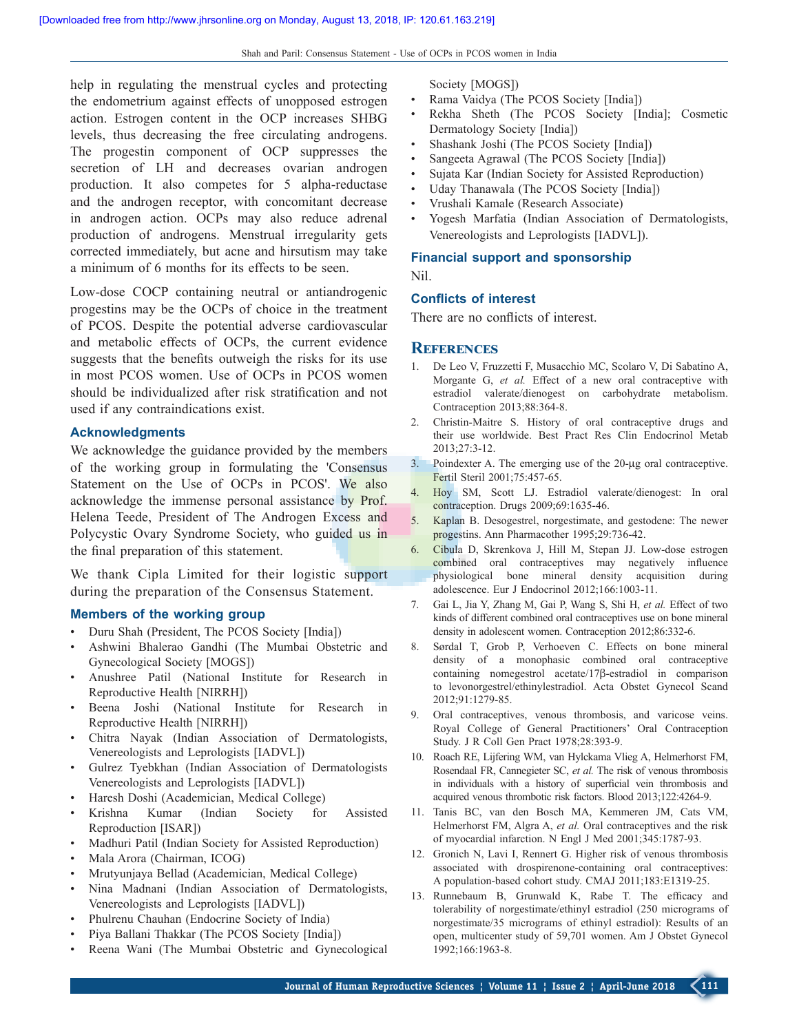help in regulating the menstrual cycles and protecting the endometrium against effects of unopposed estrogen action. Estrogen content in the OCP increases SHBG levels, thus decreasing the free circulating androgens. The progestin component of OCP suppresses the secretion of LH and decreases ovarian androgen production. It also competes for 5 alpha-reductase and the androgen receptor, with concomitant decrease in androgen action. OCPs may also reduce adrenal production of androgens. Menstrual irregularity gets corrected immediately, but acne and hirsutism may take a minimum of 6 months for its effects to be seen.

Low-dose COCP containing neutral or antiandrogenic progestins may be the OCPs of choice in the treatment of PCOS. Despite the potential adverse cardiovascular and metabolic effects of OCPs, the current evidence suggests that the benefits outweigh the risks for its use in most PCOS women. Use of OCPs in PCOS women should be individualized after risk stratification and not used if any contraindications exist.

### Acknowledgments

We acknowledge the guidance provided by the members of the working group in formulating the 'Consensus Statement on the Use of OCPs in PCOS'. We also acknowledge the immense personal assistance by Prof. Helena Teede, President of The Androgen Excess and Polycystic Ovary Syndrome Society, who guided us in the final preparation of this statement.

We thank Cipla Limited for their logistic support during the preparation of the Consensus Statement.

### Members of the working group

- Duru Shah (President, The PCOS Society [India])
- Ashwini Bhalerao Gandhi (The Mumbai Obstetric and Gynecological Society [MOGS])
- Anushree Patil (National Institute for Research in Reproductive Health [NIRRH])
- Beena Joshi (National Institute for Research in Reproductive Health [NIRRH])
- Chitra Nayak (Indian Association of Dermatologists, Venereologists and Leprologists [IADVL])
- Gulrez Tyebkhan (Indian Association of Dermatologists Venereologists and Leprologists [IADVL])
- Haresh Doshi (Academician, Medical College)
- Krishna Kumar (Indian Society for Assisted Reproduction [ISAR])
- Madhuri Patil (Indian Society for Assisted Reproduction)
- Mala Arora (Chairman, ICOG)
- Mrutyunjaya Bellad (Academician, Medical College)
- Nina Madnani (Indian Association of Dermatologists, Venereologists and Leprologists [IADVL])
- Phulrenu Chauhan (Endocrine Society of India)
- Piya Ballani Thakkar (The PCOS Society [India])
- Reena Wani (The Mumbai Obstetric and Gynecological Society [MOGS])
- Rama Vaidya (The PCOS Society [India])
- Rekha Sheth (The PCOS Society [India]; Cosmetic Dermatology Society [India])
- Shashank Joshi (The PCOS Society [India])
- Sangeeta Agrawal (The PCOS Society [India])
- Sujata Kar (Indian Society for Assisted Reproduction)
- Uday Thanawala (The PCOS Society [India])
- Vrushali Kamale (Research Associate)
- Yogesh Marfatia (Indian Association of Dermatologists, Venereologists and Leprologists [IADVL]).

### Financial support and sponsorship

Nil.

### Conflicts of interest

There are no conflicts of interest.

## References

1. De Leo V, Fruzzetti F, Musacchio MC, Scolaro V, Di Sabatino A, Morgante G, *et al.* Effect of a new oral contraceptive with estradiol valerate/dienogest on carbohydrate metabolism. Contraception 2013;88:364-8.
2. Christin-Maitre S. History of oral contraceptive drugs and their use worldwide. Best Pract Res Clin Endocrinol Metab 2013;27:3-12.
3. Poindexter A. The emerging use of the 20-μg oral contraceptive. Fertil Steril 2001;75:457-65.
4. Hoy SM, Scott LJ. Estradiol valerate/dienogest: In oral contraception. Drugs 2009;69:1635-46.
5. Kaplan B. Desogestrel, norgestimate, and gestodene: The newer progestins. Ann Pharmacother 1995;29:736-42.
6. Cibula D, Skrenkova J, Hill M, Stepan JJ. Low-dose estrogen combined oral contraceptives may negatively influence physiological bone mineral density acquisition during adolescence. Eur J Endocrinol 2012;166:1003-11.
7. Gai L, Jia Y, Zhang M, Gai P, Wang S, Shi H, *et al.* Effect of two kinds of different combined oral contraceptives use on bone mineral density in adolescent women. Contraception 2012;86:332-6.
8. Sørdal T, Grob P, Verhoeven C. Effects on bone mineral density of a monophasic combined oral contraceptive containing nomegestrol acetate/17β-estradiol in comparison to levonorgestrel/ethinylestradiol. Acta Obstet Gynecol Scand 2012;91:1279-85.
9. Oral contraceptives, venous thrombosis, and varicose veins. Royal College of General Practitioners' Oral Contraception Study. J R Coll Gen Pract 1978;28:393-9.
10. Roach RE, Lijfering WM, van Hylckama Vlieg A, Helmerhorst FM, Rosendaal FR, Cannegieter SC, *et al.* The risk of venous thrombosis in individuals with a history of superficial vein thrombosis and acquired venous thrombotic risk factors. Blood 2013;122:4264-9.
11. Tanis BC, van den Bosch MA, Kemmeren JM, Cats VM, Helmerhorst FM, Algra A, *et al.* Oral contraceptives and the risk of myocardial infarction. N Engl J Med 2001;345:1787-93.
12. Gronich N, Lavi I, Rennert G. Higher risk of venous thrombosis associated with drospirenone-containing oral contraceptives: A population-based cohort study. CMAJ 2011;183:E1319-25.
13. Runnebaum B, Grunwald K, Rabe T. The efficacy and tolerability of norgestimate/ethinyl estradiol (250 micrograms of norgestimate/35 micrograms of ethinyl estradiol): Results of an open, multicenter study of 59,701 women. Am J Obstet Gynecol 1992;166:1963-8.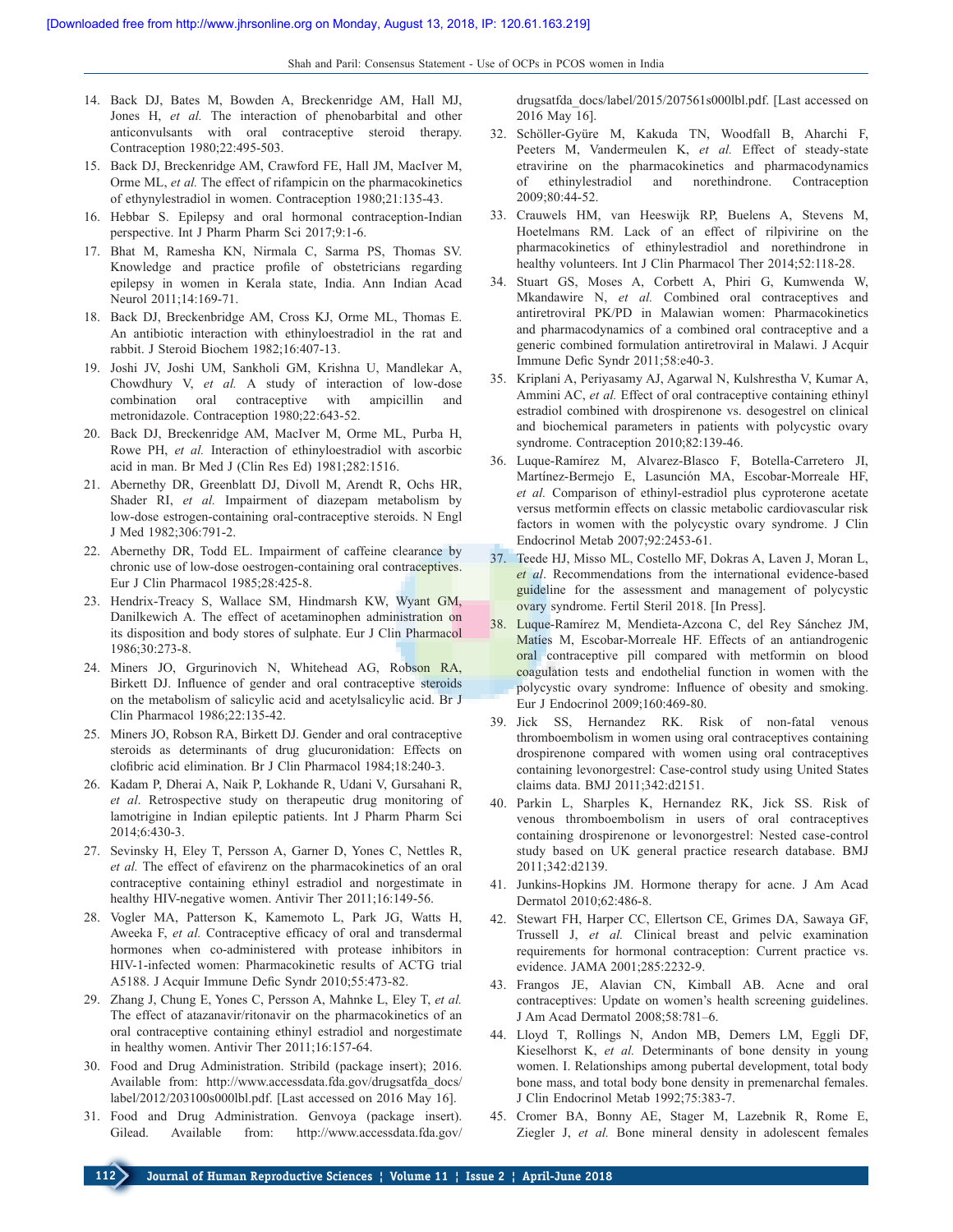14. Back DJ, Bates M, Bowden A, Breckenridge AM, Hall MJ, Jones H, *et al.* The interaction of phenobarbital and other anticonvulsants with oral contraceptive steroid therapy. Contraception 1980;22:495-503.
15. Back DJ, Breckenridge AM, Crawford FE, Hall JM, MacIver M, Orme ML, *et al.* The effect of rifampicin on the pharmacokinetics of ethynylestradiol in women. Contraception 1980;21:135-43.
16. Hebbar S. Epilepsy and oral hormonal contraception-Indian perspective. Int J Pharm Pharm Sci 2017;9:1-6.
17. Bhat M, Ramesha KN, Nirmala C, Sarma PS, Thomas SV. Knowledge and practice profile of obstetricians regarding epilepsy in women in Kerala state, India. Ann Indian Acad Neurol 2011;14:169-71.
18. Back DJ, Breckenbridge AM, Cross KJ, Orme ML, Thomas E. An antibiotic interaction with ethinyloestradiol in the rat and rabbit. J Steroid Biochem 1982;16:407-13.
19. Joshi JV, Joshi UM, Sankholi GM, Krishna U, Mandlekar A, Chowdhury V, *et al.* A study of interaction of low-dose combination oral contraceptive with ampicillin and metronidazole. Contraception 1980;22:643-52.
20. Back DJ, Breckenridge AM, MacIver M, Orme ML, Purba H, Rowe PH, *et al.* Interaction of ethinyloestradiol with ascorbic acid in man. Br Med J (Clin Res Ed) 1981;282:1516.
21. Abernethy DR, Greenblatt DJ, Divoll M, Arendt R, Ochs HR, Shader RI, *et al.* Impairment of diazepam metabolism by low-dose estrogen-containing oral-contraceptive steroids. N Engl J Med 1982;306:791-2.
22. Abernethy DR, Todd EL. Impairment of caffeine clearance by chronic use of low-dose oestrogen-containing oral contraceptives. Eur J Clin Pharmacol 1985;28:425-8.
23. Hendrix-Treacy S, Wallace SM, Hindmarsh KW, Wyant GM, Danilkewich A. The effect of acetaminophen administration on its disposition and body stores of sulphate. Eur J Clin Pharmacol 1986;30:273-8.
24. Miners JO, Grgurinovich N, Whitehead AG, Robson RA, Birkett DJ. Influence of gender and oral contraceptive steroids on the metabolism of salicylic acid and acetylsalicylic acid. Br J Clin Pharmacol 1986;22:135-42.
25. Miners JO, Robson RA, Birkett DJ. Gender and oral contraceptive steroids as determinants of drug glucuronidation: Effects on clofibric acid elimination. Br J Clin Pharmacol 1984;18:240-3.
26. Kadam P, Dherai A, Naik P, Lokhande R, Udani V, Gursahani R, *et al.* Retrospective study on therapeutic drug monitoring of lamotrigine in Indian epileptic patients. Int J Pharm Pharm Sci 2014;6:430-3.
27. Sevinsky H, Eley T, Persson A, Garner D, Yones C, Nettles R, *et al.* The effect of efavirenz on the pharmacokinetics of an oral contraceptive containing ethinyl estradiol and norgestimate in healthy HIV-negative women. Antivir Ther 2011;16:149-56.
28. Vogler MA, Patterson K, Kamemoto L, Park JG, Watts H, Aweeka F, *et al.* Contraceptive efficacy of oral and transdermal hormones when co-administered with protease inhibitors in HIV-1-infected women: Pharmacokinetic results of ACTG trial A5188. J Acquir Immune Defic Syndr 2010;55:473-82.
29. Zhang J, Chung E, Yones C, Persson A, Mahnke L, Eley T, *et al.* The effect of atazanavir/ritonavir on the pharmacokinetics of an oral contraceptive containing ethinyl estradiol and norgestimate in healthy women. Antivir Ther 2011;16:157-64.
30. Food and Drug Administration. Stribild (package insert); 2016. Available from: http://www.accessdata.fda.gov/drugsatfda_docs/label/2012/203100s000lbl.pdf. [Last accessed on 2016 May 16].
31. Food and Drug Administration. Genvoya (package insert). Gilead. Available from: http://www.accessdata.fda.gov/drugsatfda_docs/label/2015/207561s000lbl.pdf. [Last accessed on 2016 May 16].
32. Schöller-Gyüre M, Kakuda TN, Woodfall B, Aharchi F, Peeters M, Vandermeulen K, *et al.* Effect of steady-state etravirine on the pharmacokinetics and pharmacodynamics of ethinylestradiol and norethindrone. Contraception 2009;80:44-52.
33. Crauwels HM, van Heeswijk RP, Buelens A, Stevens M, Hoetelmans RM. Lack of an effect of rilpivirine on the pharmacokinetics of ethinylestradiol and norethindrone in healthy volunteers. Int J Clin Pharmacol Ther 2014;52:118-28.
34. Stuart GS, Moses A, Corbett A, Phiri G, Kumwenda W, Mkandawire N, *et al.* Combined oral contraceptives and antiretroviral PK/PD in Malawian women: Pharmacokinetics and pharmacodynamics of a combined oral contraceptive and a generic combined formulation antiretroviral in Malawi. J Acquir Immune Defic Syndr 2011;58:e40-3.
35. Kriplani A, Periyasamy AJ, Agarwal N, Kulshrestha V, Kumar A, Ammini AC, *et al.* Effect of oral contraceptive containing ethinyl estradiol combined with drospirenone vs. desogestrel on clinical and biochemical parameters in patients with polycystic ovary syndrome. Contraception 2010;82:139-46.
36. Luque-Ramírez M, Alvarez-Blasco F, Botella-Carretero JI, Martínez-Bermejo E, Lasunción MA, Escobar-Morreale HF, *et al.* Comparison of ethinyl-estradiol plus cyproterone acetate versus metformin effects on classic metabolic cardiovascular risk factors in women with the polycystic ovary syndrome. J Clin Endocrinol Metab 2007;92:2453-61.
37. Teede HJ, Misso ML, Costello MF, Dokras A, Laven J, Moran L, *et al.* Recommendations from the international evidence-based guideline for the assessment and management of polycystic ovary syndrome. Fertil Steril 2018. [In Press].
38. Luque-Ramírez M, Mendieta-Azcona C, del Rey Sánchez JM, Matíes M, Escobar-Morreale HF. Effects of an antiandrogenic oral contraceptive pill compared with metformin on blood coagulation tests and endothelial function in women with the polycystic ovary syndrome: Influence of obesity and smoking. Eur J Endocrinol 2009;160:469-80.
39. Jick SS, Hernandez RK. Risk of non-fatal venous thromboembolism in women using oral contraceptives containing drospirenone compared with women using oral contraceptives containing levonorgestrel: Case-control study using United States claims data. BMJ 2011;342:d2151.
40. Parkin L, Sharples K, Hernandez RK, Jick SS. Risk of venous thromboembolism in users of oral contraceptives containing drospirenone or levonorgestrel: Nested case-control study based on UK general practice research database. BMJ 2011;342:d2139.
41. Junkins-Hopkins JM. Hormone therapy for acne. J Am Acad Dermatol 2010;62:486-8.
42. Stewart FH, Harper CC, Ellertson CE, Grimes DA, Sawaya GF, Trussell J, *et al.* Clinical breast and pelvic examination requirements for hormonal contraception: Current practice vs. evidence. JAMA 2001;285:2232-9.
43. Frangos JE, Alavian CN, Kimball AB. Acne and oral contraceptives: Update on women's health screening guidelines. J Am Acad Dermatol 2008;58:781–6.
44. Lloyd T, Rollings N, Andon MB, Demers LM, Eggli DF, Kieselhorst K, *et al.* Determinants of bone density in young women. I. Relationships among pubertal development, total body bone mass, and total body bone density in premenarchal females. J Clin Endocrinol Metab 1992;75:383-7.
45. Cromer BA, Bonny AE, Stager M, Lazebnik R, Rome E, Ziegler J, *et al.* Bone mineral density in adolescent females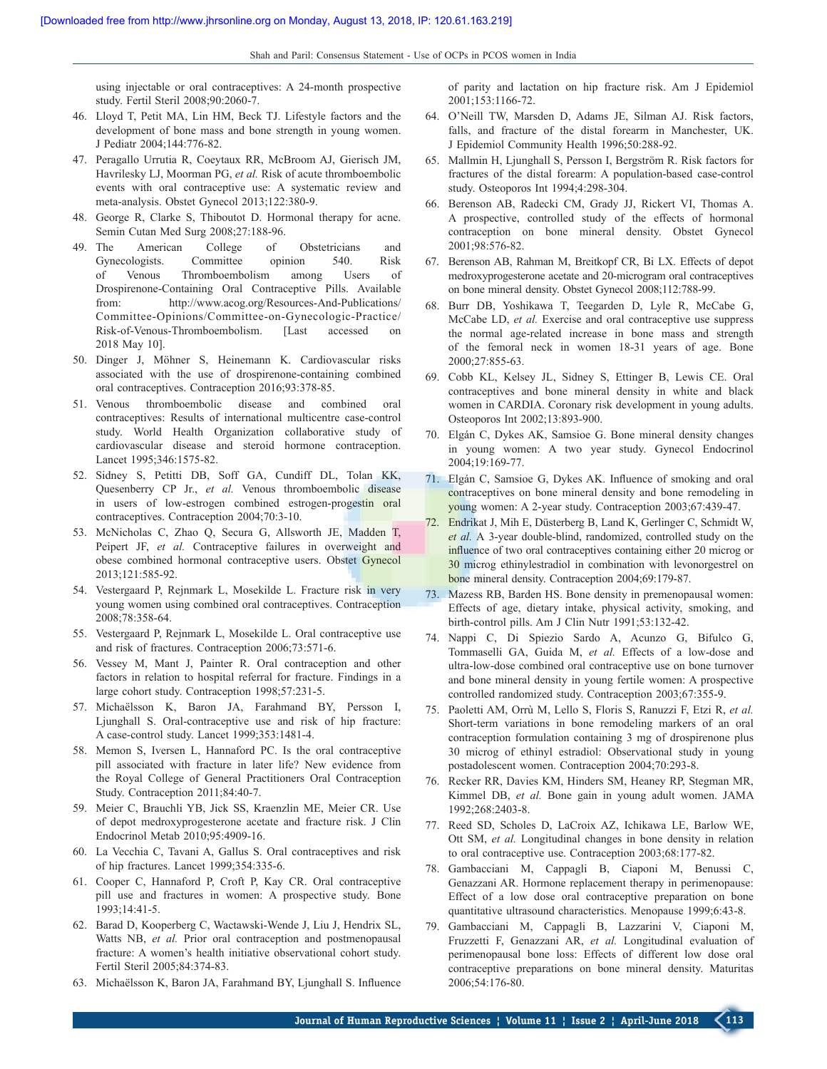using injectable or oral contraceptives: A 24-month prospective study. Fertil Steril 2008;90:2060-7.

46. Lloyd T, Petit MA, Lin HM, Beck TJ. Lifestyle factors and the development of bone mass and bone strength in young women. J Pediatr 2004;144:776-82.
47. Peragallo Urrutia R, Coeytaux RR, McBroom AJ, Gierisch JM, Havrilesky LJ, Moorman PG, *et al.* Risk of acute thromboembolic events with oral contraceptive use: A systematic review and meta-analysis. Obstet Gynecol 2013;122:380-9.
48. George R, Clarke S, Thiboutot D. Hormonal therapy for acne. Semin Cutan Med Surg 2008;27:188-96.
49. The American College of Obstetricians and Gynecologists. Committee opinion 540. Risk of Venous Thromboembolism among Users of Drospirenone-Containing Oral Contraceptive Pills. Available from: http://www.acog.org/Resources-And-Publications/Committee-Opinions/Committee-on-Gynecologic-Practice/Risk-of-Venous-Thromboembolism. [Last accessed on 2018 May 10].
50. Dinger J, Möhner S, Heinemann K. Cardiovascular risks associated with the use of drospirenone-containing combined oral contraceptives. Contraception 2016;93:378-85.
51. Venous thromboembolic disease and combined oral contraceptives: Results of international multicentre case-control study. World Health Organization collaborative study of cardiovascular disease and steroid hormone contraception. Lancet 1995;346:1575-82.
52. Sidney S, Petitti DB, Soff GA, Cundiff DL, Tolan KK, Quesenberry CP Jr., *et al.* Venous thromboembolic disease in users of low-estrogen combined estrogen-progestin oral contraceptives. Contraception 2004;70:3-10.
53. McNicholas C, Zhao Q, Secura G, Allsworth JE, Madden T, Peipert JF, *et al.* Contraceptive failures in overweight and obese combined hormonal contraceptive users. Obstet Gynecol 2013;121:585-92.
54. Vestergaard P, Rejnmark L, Mosekilde L. Fracture risk in very young women using combined oral contraceptives. Contraception 2008;78:358-64.
55. Vestergaard P, Rejnmark L, Mosekilde L. Oral contraceptive use and risk of fractures. Contraception 2006;73:571-6.
56. Vessey M, Mant J, Painter R. Oral contraception and other factors in relation to hospital referral for fracture. Findings in a large cohort study. Contraception 1998;57:231-5.
57. Michaëlsson K, Baron JA, Farahmand BY, Persson I, Ljunghall S. Oral-contraceptive use and risk of hip fracture: A case-control study. Lancet 1999;353:1481-4.
58. Memon S, Iversen L, Hannaford PC. Is the oral contraceptive pill associated with fracture in later life? New evidence from the Royal College of General Practitioners Oral Contraception Study. Contraception 2011;84:40-7.
59. Meier C, Brauchli YB, Jick SS, Kraenzlin ME, Meier CR. Use of depot medroxyprogesterone acetate and fracture risk. J Clin Endocrinol Metab 2010;95:4909-16.
60. La Vecchia C, Tavani A, Gallus S. Oral contraceptives and risk of hip fractures. Lancet 1999;354:335-6.
61. Cooper C, Hannaford P, Croft P, Kay CR. Oral contraceptive pill use and fractures in women: A prospective study. Bone 1993;14:41-5.
62. Barad D, Kooperberg C, Wactawski-Wende J, Liu J, Hendrix SL, Watts NB, *et al.* Prior oral contraception and postmenopausal fracture: A women's health initiative observational cohort study. Fertil Steril 2005;84:374-83.
63. Michaëlsson K, Baron JA, Farahmand BY, Ljunghall S. Influence of parity and lactation on hip fracture risk. Am J Epidemiol 2001;153:1166-72.
64. O'Neill TW, Marsden D, Adams JE, Silman AJ. Risk factors, falls, and fracture of the distal forearm in Manchester, UK. J Epidemiol Community Health 1996;50:288-92.
65. Mallmin H, Ljunghall S, Persson I, Bergström R. Risk factors for fractures of the distal forearm: A population-based case-control study. Osteoporos Int 1994;4:298-304.
66. Berenson AB, Radecki CM, Grady JJ, Rickert VI, Thomas A. A prospective, controlled study of the effects of hormonal contraception on bone mineral density. Obstet Gynecol 2001;98:576-82.
67. Berenson AB, Rahman M, Breitkopf CR, Bi LX. Effects of depot medroxyprogesterone acetate and 20-microgram oral contraceptives on bone mineral density. Obstet Gynecol 2008;112:788-99.
68. Burr DB, Yoshikawa T, Teegarden D, Lyle R, McCabe G, McCabe LD, *et al.* Exercise and oral contraceptive use suppress the normal age-related increase in bone mass and strength of the femoral neck in women 18-31 years of age. Bone 2000;27:855-63.
69. Cobb KL, Kelsey JL, Sidney S, Ettinger B, Lewis CE. Oral contraceptives and bone mineral density in white and black women in CARDIA. Coronary risk development in young adults. Osteoporos Int 2002;13:893-900.
70. Elgán C, Dykes AK, Samsioe G. Bone mineral density changes in young women: A two year study. Gynecol Endocrinol 2004;19:169-77.
71. Elgán C, Samsioe G, Dykes AK. Influence of smoking and oral contraceptives on bone mineral density and bone remodeling in young women: A 2-year study. Contraception 2003;67:439-47.
72. Endrikat J, Mih E, Düsterberg B, Land K, Gerlinger C, Schmidt W, *et al.* A 3-year double-blind, randomized, controlled study on the influence of two oral contraceptives containing either 20 microg or 30 microg ethinylestradiol in combination with levonorgestrel on bone mineral density. Contraception 2004;69:179-87.
73. Mazess RB, Barden HS. Bone density in premenopausal women: Effects of age, dietary intake, physical activity, smoking, and birth-control pills. Am J Clin Nutr 1991;53:132-42.
74. Nappi C, Di Spiezio Sardo A, Acunzo G, Bifulco G, Tommaselli GA, Guida M, *et al.* Effects of a low-dose and ultra-low-dose combined oral contraceptive use on bone turnover and bone mineral density in young fertile women: A prospective controlled randomized study. Contraception 2003;67:355-9.
75. Paoletti AM, Orrù M, Lello S, Floris S, Ranuzzi F, Etzi R, *et al.* Short-term variations in bone remodeling markers of an oral contraception formulation containing 3 mg of drospirenone plus 30 microg of ethinyl estradiol: Observational study in young postadolescent women. Contraception 2004;70:293-8.
76. Recker RR, Davies KM, Hinders SM, Heaney RP, Stegman MR, Kimmel DB, *et al.* Bone gain in young adult women. JAMA 1992;268:2403-8.
77. Reed SD, Scholes D, LaCroix AZ, Ichikawa LE, Barlow WE, Ott SM, *et al.* Longitudinal changes in bone density in relation to oral contraceptive use. Contraception 2003;68:177-82.
78. Gambacciani M, Cappagli B, Ciaponi M, Benussi C, Genazzani AR. Hormone replacement therapy in perimenopause: Effect of a low dose oral contraceptive preparation on bone quantitative ultrasound characteristics. Menopause 1999;6:43-8.
79. Gambacciani M, Cappagli B, Lazzarini V, Ciaponi M, Fruzzetti F, Genazzani AR, *et al.* Longitudinal evaluation of perimenopausal bone loss: Effects of different low dose oral contraceptive preparations on bone mineral density. Maturitas 2006;54:176-80.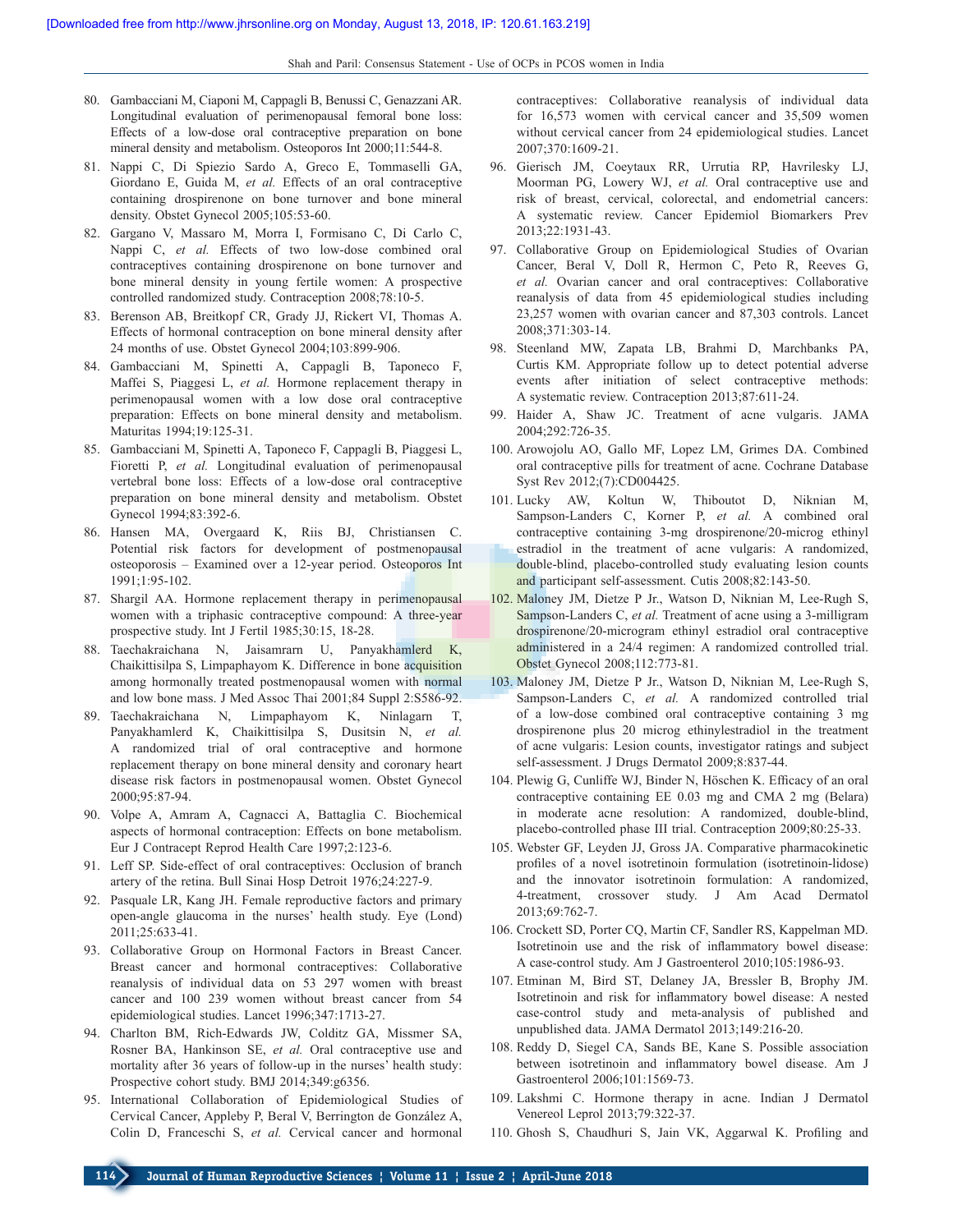80. Gambacciani M, Ciaponi M, Cappagli B, Benussi C, Genazzani AR. Longitudinal evaluation of perimenopausal femoral bone loss: Effects of a low-dose oral contraceptive preparation on bone mineral density and metabolism. Osteoporos Int 2000;11:544-8.
81. Nappi C, Di Spiezio Sardo A, Greco E, Tommaselli GA, Giordano E, Guida M, *et al.* Effects of an oral contraceptive containing drospirenone on bone turnover and bone mineral density. Obstet Gynecol 2005;105:53-60.
82. Gargano V, Massaro M, Morra I, Formisano C, Di Carlo C, Nappi C, *et al.* Effects of two low-dose combined oral contraceptives containing drospirenone on bone turnover and bone mineral density in young fertile women: A prospective controlled randomized study. Contraception 2008;78:10-5.
83. Berenson AB, Breitkopf CR, Grady JJ, Rickert VI, Thomas A. Effects of hormonal contraception on bone mineral density after 24 months of use. Obstet Gynecol 2004;103:899-906.
84. Gambacciani M, Spinetti A, Cappagli B, Taponeco F, Maffei S, Piaggesi L, *et al.* Hormone replacement therapy in perimenopausal women with a low dose oral contraceptive preparation: Effects on bone mineral density and metabolism. Maturitas 1994;19:125-31.
85. Gambacciani M, Spinetti A, Taponeco F, Cappagli B, Piaggesi L, Fioretti P, *et al.* Longitudinal evaluation of perimenopausal vertebral bone loss: Effects of a low-dose oral contraceptive preparation on bone mineral density and metabolism. Obstet Gynecol 1994;83:392-6.
86. Hansen MA, Overgaard K, Riis BJ, Christiansen C. Potential risk factors for development of postmenopausal osteoporosis – Examined over a 12-year period. Osteoporos Int 1991;1:95-102.
87. Shargil AA. Hormone replacement therapy in perimenopausal women with a triphasic contraceptive compound: A three-year prospective study. Int J Fertil 1985;30:15, 18-28.
88. Taechakraichana N, Jaisamrarn U, Panyakhamlerd K, Chaikittisilpa S, Limpaphayom K. Difference in bone acquisition among hormonally treated postmenopausal women with normal and low bone mass. J Med Assoc Thai 2001;84 Suppl 2:S586-92.
89. Taechakraichana N, Limpaphayom K, Ninlagarn T, Panyakhamlerd K, Chaikittisilpa S, Dusitsin N, *et al.* A randomized trial of oral contraceptive and hormone replacement therapy on bone mineral density and coronary heart disease risk factors in postmenopausal women. Obstet Gynecol 2000;95:87-94.
90. Volpe A, Amram A, Cagnacci A, Battaglia C. Biochemical aspects of hormonal contraception: Effects on bone metabolism. Eur J Contracept Reprod Health Care 1997;2:123-6.
91. Leff SP. Side-effect of oral contraceptives: Occlusion of branch artery of the retina. Bull Sinai Hosp Detroit 1976;24:227-9.
92. Pasquale LR, Kang JH. Female reproductive factors and primary open-angle glaucoma in the nurses' health study. Eye (Lond) 2011;25:633-41.
93. Collaborative Group on Hormonal Factors in Breast Cancer. Breast cancer and hormonal contraceptives: Collaborative reanalysis of individual data on 53 297 women with breast cancer and 100 239 women without breast cancer from 54 epidemiological studies. Lancet 1996;347:1713-27.
94. Charlton BM, Rich-Edwards JW, Colditz GA, Missmer SA, Rosner BA, Hankinson SE, *et al.* Oral contraceptive use and mortality after 36 years of follow-up in the nurses' health study: Prospective cohort study. BMJ 2014;349:g6356.
95. International Collaboration of Epidemiological Studies of Cervical Cancer, Appleby P, Beral V, Berrington de González A, Colin D, Franceschi S, *et al.* Cervical cancer and hormonal contraceptives: Collaborative reanalysis of individual data for 16,573 women with cervical cancer and 35,509 women without cervical cancer from 24 epidemiological studies. Lancet 2007;370:1609-21.
96. Gierisch JM, Coeytaux RR, Urrutia RP, Havrilesky LJ, Moorman PG, Lowery WJ, *et al.* Oral contraceptive use and risk of breast, cervical, colorectal, and endometrial cancers: A systematic review. Cancer Epidemiol Biomarkers Prev 2013;22:1931-43.
97. Collaborative Group on Epidemiological Studies of Ovarian Cancer, Beral V, Doll R, Hermon C, Peto R, Reeves G, *et al.* Ovarian cancer and oral contraceptives: Collaborative reanalysis of data from 45 epidemiological studies including 23,257 women with ovarian cancer and 87,303 controls. Lancet 2008;371:303-14.
98. Steenland MW, Zapata LB, Brahmi D, Marchbanks PA, Curtis KM. Appropriate follow up to detect potential adverse events after initiation of select contraceptive methods: A systematic review. Contraception 2013;87:611-24.
99. Haider A, Shaw JC. Treatment of acne vulgaris. JAMA 2004;292:726-35.
100. Arowojolu AO, Gallo MF, Lopez LM, Grimes DA. Combined oral contraceptive pills for treatment of acne. Cochrane Database Syst Rev 2012;(7):CD004425.
101. Lucky AW, Koltun W, Thiboutot D, Niknian M, Sampson-Landers C, Korner P, *et al.* A combined oral contraceptive containing 3-mg drospirenone/20-microg ethinyl estradiol in the treatment of acne vulgaris: A randomized, double-blind, placebo-controlled study evaluating lesion counts and participant self-assessment. Cutis 2008;82:143-50.
102. Maloney JM, Dietze P Jr., Watson D, Niknian M, Lee-Rugh S, Sampson-Landers C, *et al.* Treatment of acne using a 3-milligram drospirenone/20-microgram ethinyl estradiol oral contraceptive administered in a 24/4 regimen: A randomized controlled trial. Obstet Gynecol 2008;112:773-81.
103. Maloney JM, Dietze P Jr., Watson D, Niknian M, Lee-Rugh S, Sampson-Landers C, *et al.* A randomized controlled trial of a low-dose combined oral contraceptive containing 3 mg drospirenone plus 20 microg ethinylestradiol in the treatment of acne vulgaris: Lesion counts, investigator ratings and subject self-assessment. J Drugs Dermatol 2009;8:837-44.
104. Plewig G, Cunliffe WJ, Binder N, Höschen K. Efficacy of an oral contraceptive containing EE 0.03 mg and CMA 2 mg (Belara) in moderate acne resolution: A randomized, double-blind, placebo-controlled phase III trial. Contraception 2009;80:25-33.
105. Webster GF, Leyden JJ, Gross JA. Comparative pharmacokinetic profiles of a novel isotretinoin formulation (isotretinoin-lidose) and the innovator isotretinoin formulation: A randomized, 4-treatment, crossover study. J Am Acad Dermatol 2013;69:762-7.
106. Crockett SD, Porter CQ, Martin CF, Sandler RS, Kappelman MD. Isotretinoin use and the risk of inflammatory bowel disease: A case-control study. Am J Gastroenterol 2010;105:1986-93.
107. Etminan M, Bird ST, Delaney JA, Bressler B, Brophy JM. Isotretinoin and risk for inflammatory bowel disease: A nested case-control study and meta-analysis of published and unpublished data. JAMA Dermatol 2013;149:216-20.
108. Reddy D, Siegel CA, Sands BE, Kane S. Possible association between isotretinoin and inflammatory bowel disease. Am J Gastroenterol 2006;101:1569-73.
109. Lakshmi C. Hormone therapy in acne. Indian J Dermatol Venereol Leprol 2013;79:322-37.
110. Ghosh S, Chaudhuri S, Jain VK, Aggarwal K. Profiling and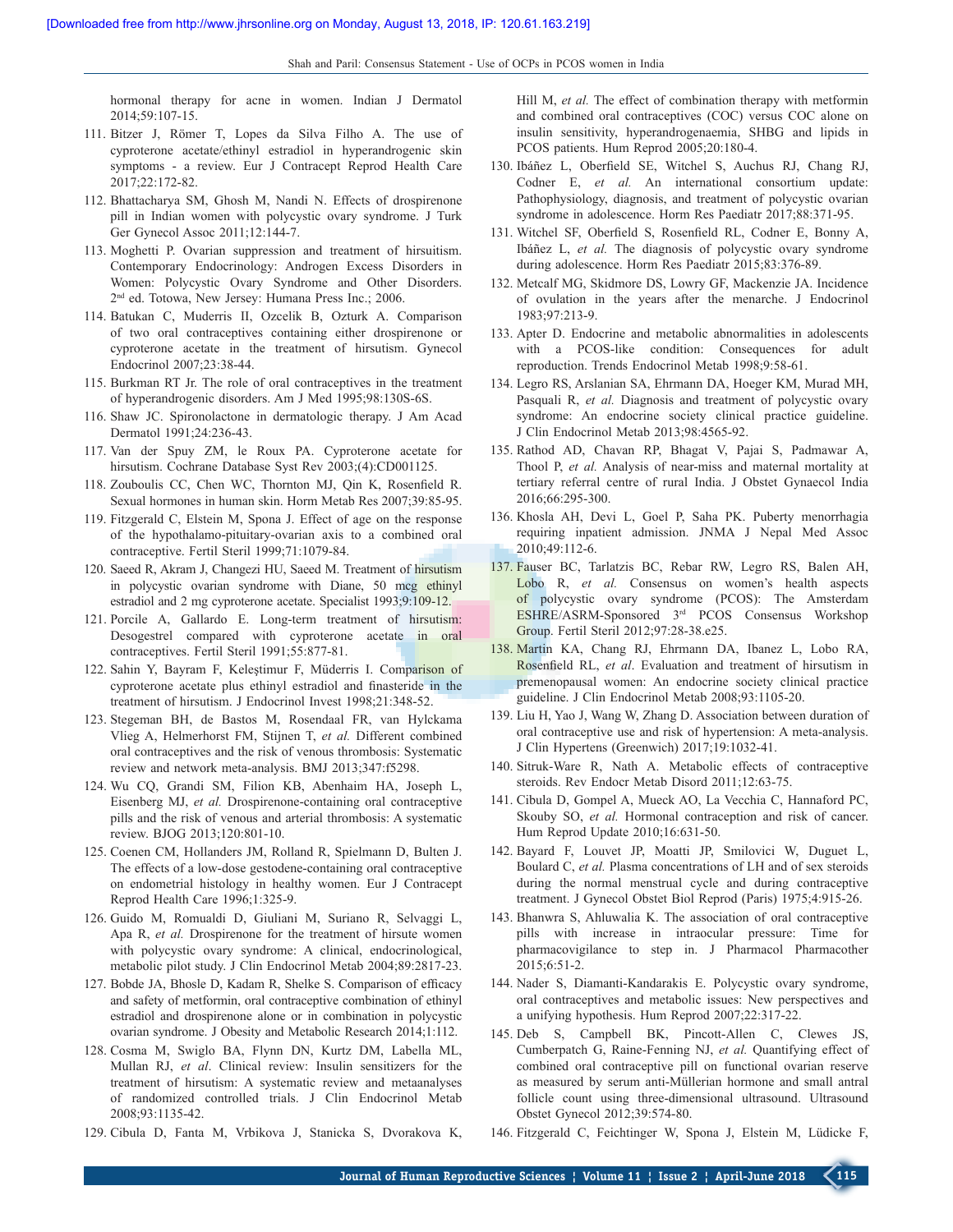hormonal therapy for acne in women. Indian J Dermatol 2014;59:107-15.

111. Bitzer J, Römer T, Lopes da Silva Filho A. The use of cyproterone acetate/ethinyl estradiol in hyperandrogenic skin symptoms - a review. Eur J Contracept Reprod Health Care 2017;22:172-82.
112. Bhattacharya SM, Ghosh M, Nandi N. Effects of drospirenone pill in Indian women with polycystic ovary syndrome. J Turk Ger Gynecol Assoc 2011;12:144-7.
113. Moghetti P. Ovarian suppression and treatment of hirsuitism. Contemporary Endocrinology: Androgen Excess Disorders in Women: Polycystic Ovary Syndrome and Other Disorders. 2nd ed. Totowa, New Jersey: Humana Press Inc.; 2006.
114. Batukan C, Muderris II, Ozcelik B, Ozturk A. Comparison of two oral contraceptives containing either drospirenone or cyproterone acetate in the treatment of hirsutism. Gynecol Endocrinol 2007;23:38-44.
115. Burkman RT Jr. The role of oral contraceptives in the treatment of hyperandrogenic disorders. Am J Med 1995;98:130S-6S.
116. Shaw JC. Spironolactone in dermatologic therapy. J Am Acad Dermatol 1991;24:236-43.
117. Van der Spuy ZM, le Roux PA. Cyproterone acetate for hirsutism. Cochrane Database Syst Rev 2003;(4):CD001125.
118. Zouboulis CC, Chen WC, Thornton MJ, Qin K, Rosenfield R. Sexual hormones in human skin. Horm Metab Res 2007;39:85-95.
119. Fitzgerald C, Elstein M, Spona J. Effect of age on the response of the hypothalamo-pituitary-ovarian axis to a combined oral contraceptive. Fertil Steril 1999;71:1079-84.
120. Saeed R, Akram J, Changezi HU, Saeed M. Treatment of hirsutism in polycystic ovarian syndrome with Diane, 50 mcg ethinyl estradiol and 2 mg cyproterone acetate. Specialist 1993;9:109-12.
121. Porcile A, Gallardo E. Long-term treatment of hirsutism: Desogestrel compared with cyproterone acetate in oral contraceptives. Fertil Steril 1991;55:877-81.
122. Sahin Y, Bayram F, Keleştimur F, Müderris I. Comparison of cyproterone acetate plus ethinyl estradiol and finasteride in the treatment of hirsutism. J Endocrinol Invest 1998;21:348-52.
123. Stegeman BH, de Bastos M, Rosendaal FR, van Hylckama Vlieg A, Helmerhorst FM, Stijnen T, *et al.* Different combined oral contraceptives and the risk of venous thrombosis: Systematic review and network meta-analysis. BMJ 2013;347:f5298.
124. Wu CQ, Grandi SM, Filion KB, Abenhaim HA, Joseph L, Eisenberg MJ, *et al.* Drospirenone-containing oral contraceptive pills and the risk of venous and arterial thrombosis: A systematic review. BJOG 2013;120:801-10.
125. Coenen CM, Hollanders JM, Rolland R, Spielmann D, Bulten J. The effects of a low-dose gestodene-containing oral contraceptive on endometrial histology in healthy women. Eur J Contracept Reprod Health Care 1996;1:325-9.
126. Guido M, Romualdi D, Giuliani M, Suriano R, Selvaggi L, Apa R, *et al.* Drospirenone for the treatment of hirsute women with polycystic ovary syndrome: A clinical, endocrinological, metabolic pilot study. J Clin Endocrinol Metab 2004;89:2817-23.
127. Bobde JA, Bhosle D, Kadam R, Shelke S. Comparison of efficacy and safety of metformin, oral contraceptive combination of ethinyl estradiol and drospirenone alone or in combination in polycystic ovarian syndrome. J Obesity and Metabolic Research 2014;1:112.
128. Cosma M, Swiglo BA, Flynn DN, Kurtz DM, Labella ML, Mullan RJ, *et al*. Clinical review: Insulin sensitizers for the treatment of hirsutism: A systematic review and metaanalyses of randomized controlled trials. J Clin Endocrinol Metab 2008;93:1135-42.
129. Cibula D, Fanta M, Vrbikova J, Stanicka S, Dvorakova K, Hill M, *et al.* The effect of combination therapy with metformin and combined oral contraceptives (COC) versus COC alone on insulin sensitivity, hyperandrogenaemia, SHBG and lipids in PCOS patients. Hum Reprod 2005;20:180-4.
130. Ibáñez L, Oberfield SE, Witchel S, Auchus RJ, Chang RJ, Codner E, *et al.* An international consortium update: Pathophysiology, diagnosis, and treatment of polycystic ovarian syndrome in adolescence. Horm Res Paediatr 2017;88:371-95.
131. Witchel SF, Oberfield S, Rosenfield RL, Codner E, Bonny A, Ibáñez L, *et al.* The diagnosis of polycystic ovary syndrome during adolescence. Horm Res Paediatr 2015;83:376-89.
132. Metcalf MG, Skidmore DS, Lowry GF, Mackenzie JA. Incidence of ovulation in the years after the menarche. J Endocrinol 1983;97:213-9.
133. Apter D. Endocrine and metabolic abnormalities in adolescents with a PCOS-like condition: Consequences for adult reproduction. Trends Endocrinol Metab 1998;9:58-61.
134. Legro RS, Arslanian SA, Ehrmann DA, Hoeger KM, Murad MH, Pasquali R, *et al.* Diagnosis and treatment of polycystic ovary syndrome: An endocrine society clinical practice guideline. J Clin Endocrinol Metab 2013;98:4565-92.
135. Rathod AD, Chavan RP, Bhagat V, Pajai S, Padmawar A, Thool P, *et al.* Analysis of near-miss and maternal mortality at tertiary referral centre of rural India. J Obstet Gynaecol India 2016;66:295-300.
136. Khosla AH, Devi L, Goel P, Saha PK. Puberty menorrhagia requiring inpatient admission. JNMA J Nepal Med Assoc 2010;49:112-6.
137. Fauser BC, Tarlatzis BC, Rebar RW, Legro RS, Balen AH, Lobo R, *et al.* Consensus on women's health aspects of polycystic ovary syndrome (PCOS): The Amsterdam ESHRE/ASRM-Sponsored 3rd PCOS Consensus Workshop Group. Fertil Steril 2012;97:28-38.e25.
138. Martin KA, Chang RJ, Ehrmann DA, Ibanez L, Lobo RA, Rosenfield RL, *et al*. Evaluation and treatment of hirsutism in premenopausal women: An endocrine society clinical practice guideline. J Clin Endocrinol Metab 2008;93:1105-20.
139. Liu H, Yao J, Wang W, Zhang D. Association between duration of oral contraceptive use and risk of hypertension: A meta-analysis. J Clin Hypertens (Greenwich) 2017;19:1032-41.
140. Sitruk-Ware R, Nath A. Metabolic effects of contraceptive steroids. Rev Endocr Metab Disord 2011;12:63-75.
141. Cibula D, Gompel A, Mueck AO, La Vecchia C, Hannaford PC, Skouby SO, *et al.* Hormonal contraception and risk of cancer. Hum Reprod Update 2010;16:631-50.
142. Bayard F, Louvet JP, Moatti JP, Smilovici W, Duguet L, Boulard C, *et al.* Plasma concentrations of LH and of sex steroids during the normal menstrual cycle and during contraceptive treatment. J Gynecol Obstet Biol Reprod (Paris) 1975;4:915-26.
143. Bhanwra S, Ahluwalia K. The association of oral contraceptive pills with increase in intraocular pressure: Time for pharmacovigilance to step in. J Pharmacol Pharmacother 2015;6:51-2.
144. Nader S, Diamanti-Kandarakis E. Polycystic ovary syndrome, oral contraceptives and metabolic issues: New perspectives and a unifying hypothesis. Hum Reprod 2007;22:317-22.
145. Deb S, Campbell BK, Pincott-Allen C, Clewes JS, Cumberpatch G, Raine-Fenning NJ, *et al.* Quantifying effect of combined oral contraceptive pill on functional ovarian reserve as measured by serum anti-Müllerian hormone and small antral follicle count using three-dimensional ultrasound. Ultrasound Obstet Gynecol 2012;39:574-80.
146. Fitzgerald C, Feichtinger W, Spona J, Elstein M, Lüdicke F,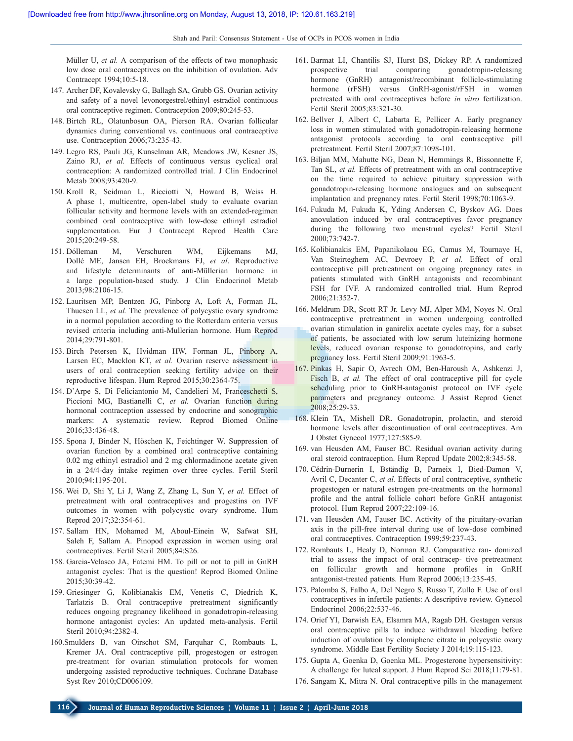Müller U, *et al.* A comparison of the effects of two monophasic low dose oral contraceptives on the inhibition of ovulation. Adv Contracept 1994;10:5-18.

147. Archer DF, Kovalevsky G, Ballagh SA, Grubb GS. Ovarian activity and safety of a novel levonorgestrel/ethinyl estradiol continuous oral contraceptive regimen. Contraception 2009;80:245-53.
148. Birtch RL, Olatunbosun OA, Pierson RA. Ovarian follicular dynamics during conventional vs. continuous oral contraceptive use. Contraception 2006;73:235-43.
149. Legro RS, Pauli JG, Kunselman AR, Meadows JW, Kesner JS, Zaino RJ, *et al.* Effects of continuous versus cyclical oral contraception: A randomized controlled trial. J Clin Endocrinol Metab 2008;93:420-9.
150. Kroll R, Seidman L, Ricciotti N, Howard B, Weiss H. A phase 1, multicentre, open-label study to evaluate ovarian follicular activity and hormone levels with an extended-regimen combined oral contraceptive with low-dose ethinyl estradiol supplementation. Eur J Contracept Reprod Health Care 2015;20:249-58.
151. Dólleman M, Verschuren WM, Eijkemans MJ, Dollé ME, Jansen EH, Broekmans FJ, *et al*. Reproductive and lifestyle determinants of anti-Müllerian hormone in a large population-based study. J Clin Endocrinol Metab 2013;98:2106-15.
152. Lauritsen MP, Bentzen JG, Pinborg A, Loft A, Forman JL, Thuesen LL, *et al.* The prevalence of polycystic ovary syndrome in a normal population according to the Rotterdam criteria versus revised criteria including anti-Mullerian hormone. Hum Reprod 2014;29:791-801.
153. Birch Petersen K, Hvidman HW, Forman JL, Pinborg A, Larsen EC, Macklon KT, *et al.* Ovarian reserve assessment in users of oral contraception seeking fertility advice on their reproductive lifespan. Hum Reprod 2015;30:2364-75.
154. D'Arpe S, Di Feliciantonio M, Candelieri M, Franceschetti S, Piccioni MG, Bastianelli C, *et al.* Ovarian function during hormonal contraception assessed by endocrine and sonographic markers: A systematic review. Reprod Biomed Online 2016;33:436-48.
155. Spona J, Binder N, Höschen K, Feichtinger W. Suppression of ovarian function by a combined oral contraceptive containing 0.02 mg ethinyl estradiol and 2 mg chlormadinone acetate given in a 24/4-day intake regimen over three cycles. Fertil Steril 2010;94:1195-201.
156. Wei D, Shi Y, Li J, Wang Z, Zhang L, Sun Y, *et al.* Effect of pretreatment with oral contraceptives and progestins on IVF outcomes in women with polycystic ovary syndrome. Hum Reprod 2017;32:354-61.
157. Sallam HN, Mohamed M, Aboul-Einein W, Safwat SH, Saleh F, Sallam A. Pinopod expression in women using oral contraceptives. Fertil Steril 2005;84:S26.
158. Garcia-Velasco JA, Fatemi HM. To pill or not to pill in GnRH antagonist cycles: That is the question! Reprod Biomed Online 2015;30:39-42.
159. Griesinger G, Kolibianakis EM, Venetis C, Diedrich K, Tarlatzis B. Oral contraceptive pretreatment significantly reduces ongoing pregnancy likelihood in gonadotropin-releasing hormone antagonist cycles: An updated meta-analysis. Fertil Steril 2010;94:2382-4.
160. Smulders B, van Oirschot SM, Farquhar C, Rombauts L, Kremer JA. Oral contraceptive pill, progestogen or estrogen pre-treatment for ovarian stimulation protocols for women undergoing assisted reproductive techniques. Cochrane Database Syst Rev 2010;CD006109.
161. Barmat LI, Chantilis SJ, Hurst BS, Dickey RP. A randomized prospective trial comparing gonadotropin-releasing hormone (GnRH) antagonist/recombinant follicle-stimulating hormone (rFSH) versus GnRH-agonist/rFSH in women pretreated with oral contraceptives before *in vitro* fertilization. Fertil Steril 2005;83:321-30.
162. Bellver J, Albert C, Labarta E, Pellicer A. Early pregnancy loss in women stimulated with gonadotropin-releasing hormone antagonist protocols according to oral contraceptive pill pretreatment. Fertil Steril 2007;87:1098-101.
163. Biljan MM, Mahutte NG, Dean N, Hemmings R, Bissonnette F, Tan SL, *et al.* Effects of pretreatment with an oral contraceptive on the time required to achieve pituitary suppression with gonadotropin-releasing hormone analogues and on subsequent implantation and pregnancy rates. Fertil Steril 1998;70:1063-9.
164. Fukuda M, Fukuda K, Yding Andersen C, Byskov AG. Does anovulation induced by oral contraceptives favor pregnancy during the following two menstrual cycles? Fertil Steril 2000;73:742-7.
165. Kolibianakis EM, Papanikolaou EG, Camus M, Tournaye H, Van Steirteghem AC, Devroey P, *et al.* Effect of oral contraceptive pill pretreatment on ongoing pregnancy rates in patients stimulated with GnRH antagonists and recombinant FSH for IVF. A randomized controlled trial. Hum Reprod 2006;21:352-7.
166. Meldrum DR, Scott RT Jr. Levy MJ, Alper MM, Noyes N. Oral contraceptive pretreatment in women undergoing controlled ovarian stimulation in ganirelix acetate cycles may, for a subset of patients, be associated with low serum luteinizing hormone levels, reduced ovarian response to gonadotropins, and early pregnancy loss. Fertil Steril 2009;91:1963-5.
167. Pinkas H, Sapir O, Avrech OM, Ben-Haroush A, Ashkenzi J, Fisch B, *et al.* The effect of oral contraceptive pill for cycle scheduling prior to GnRH-antagonist protocol on IVF cycle parameters and pregnancy outcome. J Assist Reprod Genet 2008;25:29-33.
168. Klein TA, Mishell DR. Gonadotropin, prolactin, and steroid hormone levels after discontinuation of oral contraceptives. Am J Obstet Gynecol 1977;127:585-9.
169. van Heusden AM, Fauser BC. Residual ovarian activity during oral steroid contraception. Hum Reprod Update 2002;8:345-58.
170. Cédrin-Durnerin I, Bständig B, Parneix I, Bied-Damon V, Avril C, Decanter C, *et al.* Effects of oral contraceptive, synthetic progestogen or natural estrogen pre-treatments on the hormonal profile and the antral follicle cohort before GnRH antagonist protocol. Hum Reprod 2007;22:109-16.
171. van Heusden AM, Fauser BC. Activity of the pituitary-ovarian axis in the pill-free interval during use of low-dose combined oral contraceptives. Contraception 1999;59:237-43.
172. Rombauts L, Healy D, Norman RJ. Comparative ran- domized trial to assess the impact of oral contracep- tive pretreatment on follicular growth and hormone profiles in GnRH antagonist-treated patients. Hum Reprod 2006;13:235-45.
173. Palomba S, Falbo A, Del Negro S, Russo T, Zullo F. Use of oral contraceptives in infertile patients: A descriptive review. Gynecol Endocrinol 2006;22:537-46.
174. Orief YI, Darwish EA, Elsamra MA, Ragab DH. Gestagen versus oral contraceptive pills to induce withdrawal bleeding before induction of ovulation by clomiphene citrate in polycystic ovary syndrome. Middle East Fertility Society J 2014;19:115-123.
175. Gupta A, Goenka D, Goenka ML. Progesterone hypersensitivity: A challenge for luteal support. J Hum Reprod Sci 2018;11:79-81.
176. Sangam K, Mitra N. Oral contraceptive pills in the management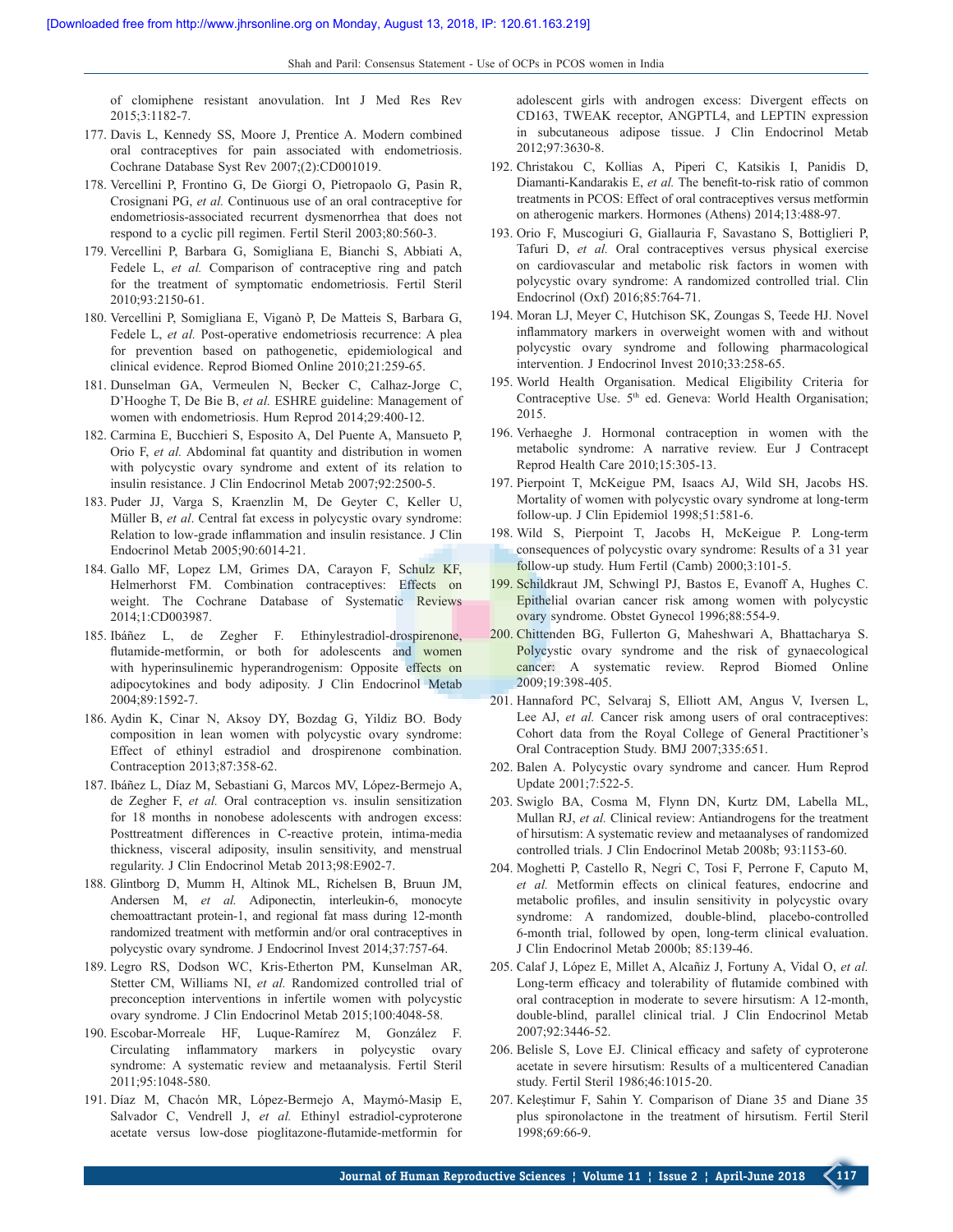of clomiphene resistant anovulation. Int J Med Res Rev 2015;3:1182-7.

177. Davis L, Kennedy SS, Moore J, Prentice A. Modern combined oral contraceptives for pain associated with endometriosis. Cochrane Database Syst Rev 2007;(2):CD001019.
178. Vercellini P, Frontino G, De Giorgi O, Pietropaolo G, Pasin R, Crosignani PG, *et al.* Continuous use of an oral contraceptive for endometriosis-associated recurrent dysmenorrhea that does not respond to a cyclic pill regimen. Fertil Steril 2003;80:560-3.
179. Vercellini P, Barbara G, Somigliana E, Bianchi S, Abbiati A, Fedele L, *et al.* Comparison of contraceptive ring and patch for the treatment of symptomatic endometriosis. Fertil Steril 2010;93:2150-61.
180. Vercellini P, Somigliana E, Viganò P, De Matteis S, Barbara G, Fedele L, *et al.* Post-operative endometriosis recurrence: A plea for prevention based on pathogenetic, epidemiological and clinical evidence. Reprod Biomed Online 2010;21:259-65.
181. Dunselman GA, Vermeulen N, Becker C, Calhaz-Jorge C, D'Hooghe T, De Bie B, *et al.* ESHRE guideline: Management of women with endometriosis. Hum Reprod 2014;29:400-12.
182. Carmina E, Bucchieri S, Esposito A, Del Puente A, Mansueto P, Orio F, *et al.* Abdominal fat quantity and distribution in women with polycystic ovary syndrome and extent of its relation to insulin resistance. J Clin Endocrinol Metab 2007;92:2500-5.
183. Puder JJ, Varga S, Kraenzlin M, De Geyter C, Keller U, Müller B, *et al*. Central fat excess in polycystic ovary syndrome: Relation to low-grade inflammation and insulin resistance. J Clin Endocrinol Metab 2005;90:6014-21.
184. Gallo MF, Lopez LM, Grimes DA, Carayon F, Schulz KF, Helmerhorst FM. Combination contraceptives: Effects on weight. The Cochrane Database of Systematic Reviews 2014;1:CD003987.
185. Ibáñez L, de Zegher F. Ethinylestradiol-drospirenone, flutamide-metformin, or both for adolescents and women with hyperinsulinemic hyperandrogenism: Opposite effects on adipocytokines and body adiposity. J Clin Endocrinol Metab 2004;89:1592-7.
186. Aydin K, Cinar N, Aksoy DY, Bozdag G, Yildiz BO. Body composition in lean women with polycystic ovary syndrome: Effect of ethinyl estradiol and drospirenone combination. Contraception 2013;87:358-62.
187. Ibáñez L, Díaz M, Sebastiani G, Marcos MV, López-Bermejo A, de Zegher F, *et al.* Oral contraception vs. insulin sensitization for 18 months in nonobese adolescents with androgen excess: Posttreatment differences in C-reactive protein, intima-media thickness, visceral adiposity, insulin sensitivity, and menstrual regularity. J Clin Endocrinol Metab 2013;98:E902-7.
188. Glintborg D, Mumm H, Altinok ML, Richelsen B, Bruun JM, Andersen M, *et al.* Adiponectin, interleukin-6, monocyte chemoattractant protein-1, and regional fat mass during 12-month randomized treatment with metformin and/or oral contraceptives in polycystic ovary syndrome. J Endocrinol Invest 2014;37:757-64.
189. Legro RS, Dodson WC, Kris-Etherton PM, Kunselman AR, Stetter CM, Williams NI, *et al.* Randomized controlled trial of preconception interventions in infertile women with polycystic ovary syndrome. J Clin Endocrinol Metab 2015;100:4048-58.
190. Escobar-Morreale HF, Luque-Ramírez M, González F. Circulating inflammatory markers in polycystic ovary syndrome: A systematic review and metaanalysis. Fertil Steril 2011;95:1048-580.
191. Díaz M, Chacón MR, López-Bermejo A, Maymó-Masip E, Salvador C, Vendrell J, *et al.* Ethinyl estradiol-cyproterone acetate versus low-dose pioglitazone-flutamide-metformin for adolescent girls with androgen excess: Divergent effects on CD163, TWEAK receptor, ANGPTL4, and LEPTIN expression in subcutaneous adipose tissue. J Clin Endocrinol Metab 2012;97:3630-8.
192. Christakou C, Kollias A, Piperi C, Katsikis I, Panidis D, Diamanti-Kandarakis E, *et al.* The benefit-to-risk ratio of common treatments in PCOS: Effect of oral contraceptives versus metformin on atherogenic markers. Hormones (Athens) 2014;13:488-97.
193. Orio F, Muscogiuri G, Giallauria F, Savastano S, Bottiglieri P, Tafuri D, *et al.* Oral contraceptives versus physical exercise on cardiovascular and metabolic risk factors in women with polycystic ovary syndrome: A randomized controlled trial. Clin Endocrinol (Oxf) 2016;85:764-71.
194. Moran LJ, Meyer C, Hutchison SK, Zoungas S, Teede HJ. Novel inflammatory markers in overweight women with and without polycystic ovary syndrome and following pharmacological intervention. J Endocrinol Invest 2010;33:258-65.
195. World Health Organisation. Medical Eligibility Criteria for Contraceptive Use. 5th ed. Geneva: World Health Organisation; 2015.
196. Verhaeghe J. Hormonal contraception in women with the metabolic syndrome: A narrative review. Eur J Contracept Reprod Health Care 2010;15:305-13.
197. Pierpoint T, McKeigue PM, Isaacs AJ, Wild SH, Jacobs HS. Mortality of women with polycystic ovary syndrome at long-term follow-up. J Clin Epidemiol 1998;51:581-6.
198. Wild S, Pierpoint T, Jacobs H, McKeigue P. Long-term consequences of polycystic ovary syndrome: Results of a 31 year follow-up study. Hum Fertil (Camb) 2000;3:101-5.
199. Schildkraut JM, Schwingl PJ, Bastos E, Evanoff A, Hughes C. Epithelial ovarian cancer risk among women with polycystic ovary syndrome. Obstet Gynecol 1996;88:554-9.
200. Chittenden BG, Fullerton G, Maheshwari A, Bhattacharya S. Polycystic ovary syndrome and the risk of gynaecological cancer: A systematic review. Reprod Biomed Online 2009;19:398-405.
201. Hannaford PC, Selvaraj S, Elliott AM, Angus V, Iversen L, Lee AJ, *et al.* Cancer risk among users of oral contraceptives: Cohort data from the Royal College of General Practitioner's Oral Contraception Study. BMJ 2007;335:651.
202. Balen A. Polycystic ovary syndrome and cancer. Hum Reprod Update 2001;7:522-5.
203. Swiglo BA, Cosma M, Flynn DN, Kurtz DM, Labella ML, Mullan RJ, *et al.* Clinical review: Antiandrogens for the treatment of hirsutism: A systematic review and metaanalyses of randomized controlled trials. J Clin Endocrinol Metab 2008b; 93:1153-60.
204. Moghetti P, Castello R, Negri C, Tosi F, Perrone F, Caputo M, *et al.* Metformin effects on clinical features, endocrine and metabolic profiles, and insulin sensitivity in polycystic ovary syndrome: A randomized, double-blind, placebo-controlled 6-month trial, followed by open, long-term clinical evaluation. J Clin Endocrinol Metab 2000b; 85:139-46.
205. Calaf J, López E, Millet A, Alcañiz J, Fortuny A, Vidal O, *et al.* Long-term efficacy and tolerability of flutamide combined with oral contraception in moderate to severe hirsutism: A 12-month, double-blind, parallel clinical trial. J Clin Endocrinol Metab 2007;92:3446-52.
206. Belisle S, Love EJ. Clinical efficacy and safety of cyproterone acetate in severe hirsutism: Results of a multicentered Canadian study. Fertil Steril 1986;46:1015-20.
207. Keleştimur F, Sahin Y. Comparison of Diane 35 and Diane 35 plus spironolactone in the treatment of hirsutism. Fertil Steril 1998;69:66-9.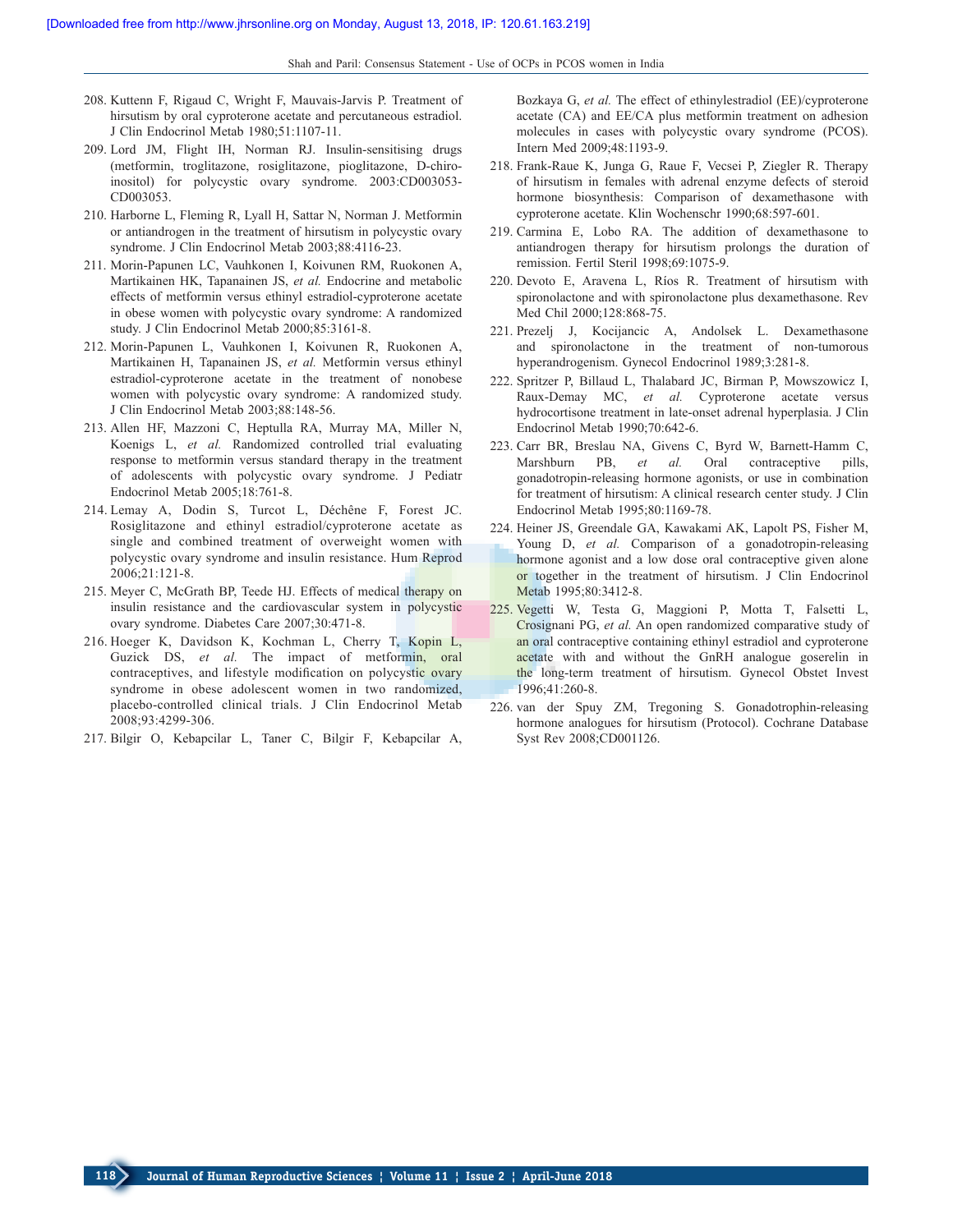208. Kuttenn F, Rigaud C, Wright F, Mauvais-Jarvis P. Treatment of hirsutism by oral cyproterone acetate and percutaneous estradiol. J Clin Endocrinol Metab 1980;51:1107-11.
209. Lord JM, Flight IH, Norman RJ. Insulin-sensitising drugs (metformin, troglitazone, rosiglitazone, pioglitazone, D-chiro-inositol) for polycystic ovary syndrome. 2003:CD003053-CD003053.
210. Harborne L, Fleming R, Lyall H, Sattar N, Norman J. Metformin or antiandrogen in the treatment of hirsutism in polycystic ovary syndrome. J Clin Endocrinol Metab 2003;88:4116-23.
211. Morin-Papunen LC, Vauhkonen I, Koivunen RM, Ruokonen A, Martikainen HK, Tapanainen JS, *et al.* Endocrine and metabolic effects of metformin versus ethinyl estradiol-cyproterone acetate in obese women with polycystic ovary syndrome: A randomized study. J Clin Endocrinol Metab 2000;85:3161-8.
212. Morin-Papunen L, Vauhkonen I, Koivunen R, Ruokonen A, Martikainen H, Tapanainen JS, *et al.* Metformin versus ethinyl estradiol-cyproterone acetate in the treatment of nonobese women with polycystic ovary syndrome: A randomized study. J Clin Endocrinol Metab 2003;88:148-56.
213. Allen HF, Mazzoni C, Heptulla RA, Murray MA, Miller N, Koenigs L, *et al.* Randomized controlled trial evaluating response to metformin versus standard therapy in the treatment of adolescents with polycystic ovary syndrome. J Pediatr Endocrinol Metab 2005;18:761-8.
214. Lemay A, Dodin S, Turcot L, Déchêne F, Forest JC. Rosiglitazone and ethinyl estradiol/cyproterone acetate as single and combined treatment of overweight women with polycystic ovary syndrome and insulin resistance. Hum Reprod 2006;21:121-8.
215. Meyer C, McGrath BP, Teede HJ. Effects of medical therapy on insulin resistance and the cardiovascular system in polycystic ovary syndrome. Diabetes Care 2007;30:471-8.
216. Hoeger K, Davidson K, Kochman L, Cherry T, Kopin L, Guzick DS, *et al.* The impact of metformin, oral contraceptives, and lifestyle modification on polycystic ovary syndrome in obese adolescent women in two randomized, placebo-controlled clinical trials. J Clin Endocrinol Metab 2008;93:4299-306.
217. Bilgir O, Kebapcilar L, Taner C, Bilgir F, Kebapcilar A, Bozkaya G, *et al.* The effect of ethinylestradiol (EE)/cyproterone acetate (CA) and EE/CA plus metformin treatment on adhesion molecules in cases with polycystic ovary syndrome (PCOS). Intern Med 2009;48:1193-9.
218. Frank-Raue K, Junga G, Raue F, Vecsei P, Ziegler R. Therapy of hirsutism in females with adrenal enzyme defects of steroid hormone biosynthesis: Comparison of dexamethasone with cyproterone acetate. Klin Wochenschr 1990;68:597-601.
219. Carmina E, Lobo RA. The addition of dexamethasone to antiandrogen therapy for hirsutism prolongs the duration of remission. Fertil Steril 1998;69:1075-9.
220. Devoto E, Aravena L, Ríos R. Treatment of hirsutism with spironolactone and with spironolactone plus dexamethasone. Rev Med Chil 2000;128:868-75.
221. Prezelj J, Kocijancic A, Andolsek L. Dexamethasone and spironolactone in the treatment of non-tumorous hyperandrogenism. Gynecol Endocrinol 1989;3:281-8.
222. Spritzer P, Billaud L, Thalabard JC, Birman P, Mowszowicz I, Raux-Demay MC, *et al.* Cyproterone acetate versus hydrocortisone treatment in late-onset adrenal hyperplasia. J Clin Endocrinol Metab 1990;70:642-6.
223. Carr BR, Breslau NA, Givens C, Byrd W, Barnett-Hamm C, Marshburn PB, *et al.* Oral contraceptive pills, gonadotropin-releasing hormone agonists, or use in combination for treatment of hirsutism: A clinical research center study. J Clin Endocrinol Metab 1995;80:1169-78.
224. Heiner JS, Greendale GA, Kawakami AK, Lapolt PS, Fisher M, Young D, *et al.* Comparison of a gonadotropin-releasing hormone agonist and a low dose oral contraceptive given alone or together in the treatment of hirsutism. J Clin Endocrinol Metab 1995;80:3412-8.
225. Vegetti W, Testa G, Maggioni P, Motta T, Falsetti L, Crosignani PG, *et al.* An open randomized comparative study of an oral contraceptive containing ethinyl estradiol and cyproterone acetate with and without the GnRH analogue goserelin in the long-term treatment of hirsutism. Gynecol Obstet Invest 1996;41:260-8.
226. van der Spuy ZM, Tregoning S. Gonadotrophin-releasing hormone analogues for hirsutism (Protocol). Cochrane Database Syst Rev 2008;CD001126.